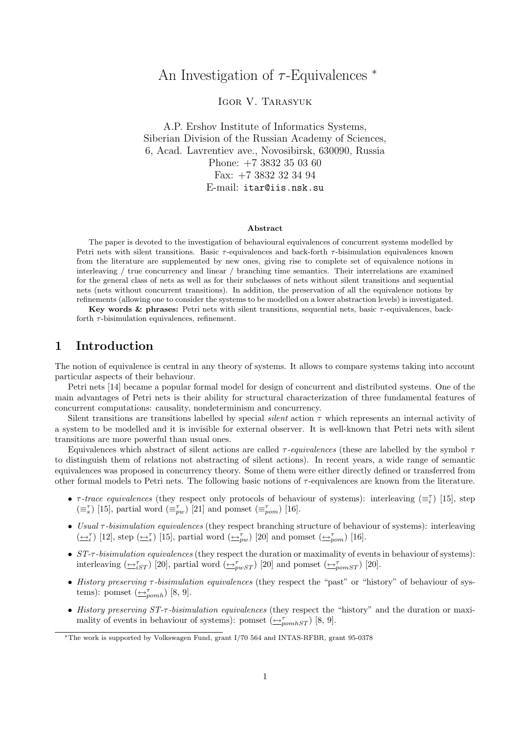# An Investigation of $\tau$-Equivalences [*]

Igor V. Tarasyuk

A.P. Ershov Institute of Informatics Systems,
Siberian Division of the Russian Academy of Sciences,
6, Acad. Lavrentiev ave., Novosibirsk, 630090, Russia
Phone: +7 3832 35 03 60
Fax: +7 3832 32 34 94
E-mail: itar@iis.nsk.su

### Abstract

The paper is devoted to the investigation of behavioural equivalences of concurrent systems modelled by Petri nets with silent transitions. Basic $\tau$-equivalences and back-forth $\tau$-bisimulation equivalences known from the literature are supplemented by new ones, giving rise to complete set of equivalence notions in interleaving / true concurrency and linear / branching time semantics. Their interrelations are examined for the general class of nets as well as for their subclasses of nets without silent transitions and sequential nets (nets without concurrent transitions). In addition, the preservation of all the equivalence notions by refinements (allowing one to consider the systems to be modelled on a lower abstraction levels) is investigated.

**Key words & phrases:** Petri nets with silent transitions, sequential nets, basic $\tau$-equivalences, back-forth $\tau$-bisimulation equivalences, refinement.

## 1 Introduction

The notion of equivalence is central in any theory of systems. It allows to compare systems taking into account particular aspects of their behaviour.

Petri nets [14] became a popular formal model for design of concurrent and distributed systems. One of the main advantages of Petri nets is their ability for structural characterization of three fundamental features of concurrent computations: causality, nondeterminism and concurrency.

Silent transitions are transitions labelled by special *silent* action $\tau$ which represents an internal activity of a system to be modelled and it is invisible for external observer. It is well-known that Petri nets with silent transitions are more powerful than usual ones.

Equivalences which abstract of silent actions are called *$\tau$-equivalences* (these are labelled by the symbol $\tau$ to distinguish them of relations not abstracting of silent actions). In recent years, a wide range of semantic equivalences was proposed in concurrency theory. Some of them were either directly defined or transferred from other formal models to Petri nets. The following basic notions of $\tau$-equivalences are known from the literature.

- *$\tau$-trace equivalences* (they respect only protocols of behaviour of systems): interleaving ($\equiv_i^\tau$) [15], step ($\equiv_s^\tau$) [15], partial word ($\equiv_{pw}^\tau$) [21] and pomset ($\equiv_{pom}^\tau$) [16].
- *Usual $\tau$-bisimulation equivalences* (they respect branching structure of behaviour of systems): interleaving ($\underline{\leftrightarrow}_i^\tau$) [12], step ($\underline{\leftrightarrow}_s^\tau$) [15], partial word ($\underline{\leftrightarrow}_{pw}^\tau$) [20] and pomset ($\underline{\leftrightarrow}_{pom}^\tau$) [16].
- *ST-$\tau$-bisimulation equivalences* (they respect the duration or maximality of events in behaviour of systems): interleaving ($\underline{\leftrightarrow}_{iST}^\tau$) [20], partial word ($\underline{\leftrightarrow}_{pwST}^\tau$) [20] and pomset ($\underline{\leftrightarrow}_{pomST}^\tau$) [20].
- *History preserving $\tau$-bisimulation equivalences* (they respect the "past" or "history" of behaviour of systems): pomset ($\underline{\leftrightarrow}_{pomh}^\tau$) [8, 9].
- *History preserving ST-$\tau$-bisimulation equivalences* (they respect the "history" and the duration or maximality of events in behaviour of systems): pomset ($\underline{\leftrightarrow}_{pomhST}^\tau$) [8, 9].

---

[*] The work is supported by Volkswagen Fund, grant I/70 564 and INTAS-RFBR, grant 95-0378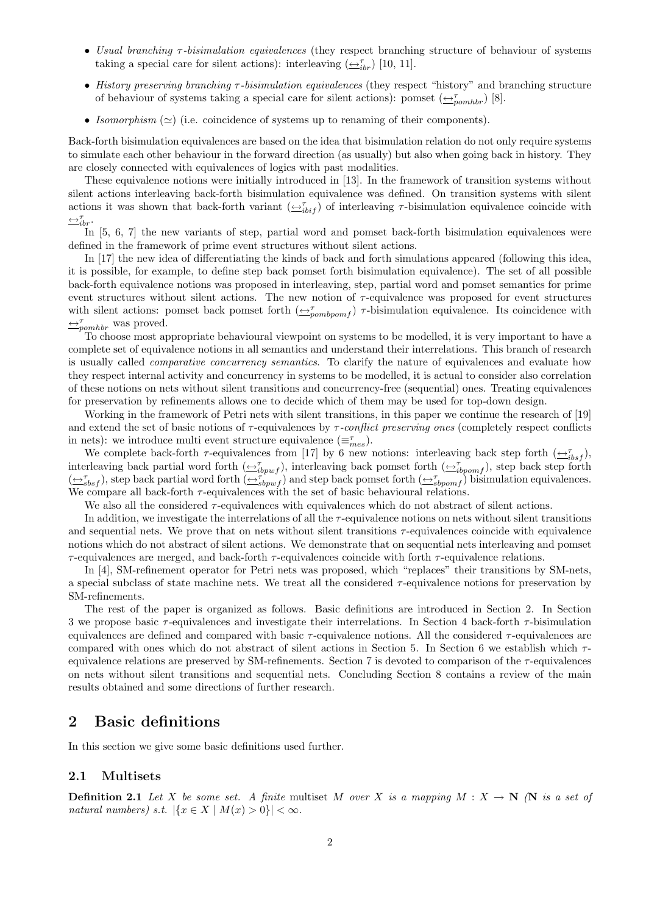- *Usual branching $\tau$-bisimulation equivalences* (they respect branching structure of behaviour of systems taking a special care for silent actions): interleaving ($\underline{\leftrightarrow}^{\tau}_{ibr}$) [10, 11].
- *History preserving branching $\tau$-bisimulation equivalences* (they respect "history" and branching structure of behaviour of systems taking a special care for silent actions): pomset ($\underline{\leftrightarrow}^{\tau}_{pomhbr}$) [8].
- *Isomorphism* ($\simeq$) (i.e. coincidence of systems up to renaming of their components).

Back-forth bisimulation equivalences are based on the idea that bisimulation relation do not only require systems to simulate each other behaviour in the forward direction (as usually) but also when going back in history. They are closely connected with equivalences of logics with past modalities.

These equivalence notions were initially introduced in [13]. In the framework of transition systems without silent actions interleaving back-forth bisimulation equivalence was defined. On transition systems with silent actions it was shown that back-forth variant ($\underline{\leftrightarrow}^{\tau}_{ibif}$) of interleaving $\tau$-bisimulation equivalence coincide with $\underline{\leftrightarrow}^{\tau}_{ibr}$.

In [5, 6, 7] the new variants of step, partial word and pomset back-forth bisimulation equivalences were defined in the framework of prime event structures without silent actions.

In [17] the new idea of differentiating the kinds of back and forth simulations appeared (following this idea, it is possible, for example, to define step back pomset forth bisimulation equivalence). The set of all possible back-forth equivalence notions was proposed in interleaving, step, partial word and pomset semantics for prime event structures without silent actions. The new notion of $\tau$-equivalence was proposed for event structures with silent actions: pomset back pomset forth ($\underline{\leftrightarrow}^{\tau}_{pombpomf}$) $\tau$-bisimulation equivalence. Its coincidence with $\underline{\leftrightarrow}^{\tau}_{pomhbr}$ was proved.

To choose most appropriate behavioural viewpoint on systems to be modelled, it is very important to have a complete set of equivalence notions in all semantics and understand their interrelations. This branch of research is usually called *comparative concurrency semantics*. To clarify the nature of equivalences and evaluate how they respect internal activity and concurrency in systems to be modelled, it is actual to consider also correlation of these notions on nets without silent transitions and concurrency-free (sequential) ones. Treating equivalences for preservation by refinements allows one to decide which of them may be used for top-down design.

Working in the framework of Petri nets with silent transitions, in this paper we continue the research of [19] and extend the set of basic notions of $\tau$-equivalences by *$\tau$-conflict preserving ones* (completely respect conflicts in nets): we introduce multi event structure equivalence ($\equiv^{\tau}_{mes}$).

We complete back-forth $\tau$-equivalences from [17] by 6 new notions: interleaving back step forth ($\underline{\leftrightarrow}^{\tau}_{ibsf}$), interleaving back partial word forth ($\underline{\leftrightarrow}^{\tau}_{ibpwf}$), interleaving back pomset forth ($\underline{\leftrightarrow}^{\tau}_{ibpomf}$), step back step forth ($\underline{\leftrightarrow}^{\tau}_{sbsf}$), step back partial word forth ($\underline{\leftrightarrow}^{\tau}_{sbpwf}$) and step back pomset forth ($\underline{\leftrightarrow}^{\tau}_{sbpomf}$) bisimulation equivalences. We compare all back-forth $\tau$-equivalences with the set of basic behavioural relations.

We also all the considered $\tau$-equivalences with equivalences which do not abstract of silent actions.

In addition, we investigate the interrelations of all the $\tau$-equivalence notions on nets without silent transitions and sequential nets. We prove that on nets without silent transitions $\tau$-equivalences coincide with equivalence notions which do not abstract of silent actions. We demonstrate that on sequential nets interleaving and pomset $\tau$-equivalences are merged, and back-forth $\tau$-equivalences coincide with forth $\tau$-equivalence relations.

In [4], SM-refinement operator for Petri nets was proposed, which "replaces" their transitions by SM-nets, a special subclass of state machine nets. We treat all the considered $\tau$-equivalence notions for preservation by SM-refinements.

The rest of the paper is organized as follows. Basic definitions are introduced in Section 2. In Section 3 we propose basic $\tau$-equivalences and investigate their interrelations. In Section 4 back-forth $\tau$-bisimulation equivalences are defined and compared with basic $\tau$-equivalence notions. All the considered $\tau$-equivalences are compared with ones which do not abstract of silent actions in Section 5. In Section 6 we establish which $\tau$-equivalence relations are preserved by SM-refinements. Section 7 is devoted to comparison of the $\tau$-equivalences on nets without silent transitions and sequential nets. Concluding Section 8 contains a review of the main results obtained and some directions of further research.

## 2 Basic definitions

In this section we give some basic definitions used further.

### 2.1 Multisets

**Definition 2.1** *Let $X$ be some set. A* finite *multiset $M$ over $X$ is a mapping $M : X \to \mathbf{N}$ ($\mathbf{N}$ is a set of natural numbers) s.t. $|\{x \in X \mid M(x) > 0\}| < \infty$.*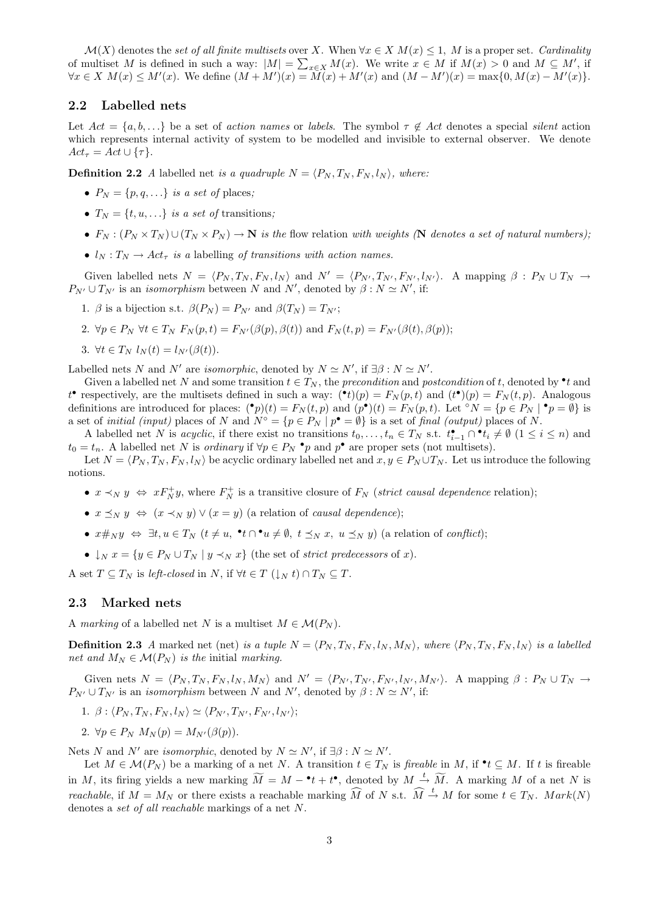$\mathcal{M}(X)$ denotes the *set of all finite multisets* over $X$. When $\forall x \in X \; M(x) \leq 1$, $M$ is a proper set. *Cardinality* of multiset $M$ is defined in such a way: $|M| = \sum_{x \in X} M(x)$. We write $x \in M$ if $M(x) > 0$ and $M \subseteq M'$, if $\forall x \in X \; M(x) \leq M'(x)$. We define $(M + M')(x) = M(x) + M'(x)$ and $(M - M')(x) = \max\{0, M(x) - M'(x)\}$.

## 2.2 Labelled nets

Let $Act = \{a, b, \ldots\}$ be a set of *action names* or *labels*. The symbol $\tau \notin Act$ denotes a special *silent* action which represents internal activity of system to be modelled and invisible to external observer. We denote $Act_\tau = Act \cup \{\tau\}$.

**Definition 2.2** *A* labelled net *is a quadruple* $N = \langle P_N, T_N, F_N, l_N \rangle$*, where:*

- $P_N = \{p, q, \ldots\}$ *is a set of* places*;*
- $T_N = \{t, u, \ldots\}$ *is a set of* transitions*;*
- $F_N : (P_N \times T_N) \cup (T_N \times P_N) \to \mathbf{N}$ *is the* flow relation *with weights (*$\mathbf{N}$ *denotes a set of natural numbers);*
- $l_N : T_N \to Act_\tau$ *is a* labelling *of transitions with action names.*

Given labelled nets $N = \langle P_N, T_N, F_N, l_N \rangle$ and $N' = \langle P_{N'}, T_{N'}, F_{N'}, l_{N'} \rangle$. A mapping $\beta : P_N \cup T_N \to P_{N'} \cup T_{N'}$ is an *isomorphism* between $N$ and $N'$, denoted by $\beta : N \simeq N'$, if:

1. $\beta$ is a bijection s.t. $\beta(P_N) = P_{N'}$ and $\beta(T_N) = T_{N'}$;
2. $\forall p \in P_N \; \forall t \in T_N \; F_N(p, t) = F_{N'}(\beta(p), \beta(t))$ and $F_N(t, p) = F_{N'}(\beta(t), \beta(p))$;
3. $\forall t \in T_N \; l_N(t) = l_{N'}(\beta(t))$.

Labelled nets $N$ and $N'$ are *isomorphic*, denoted by $N \simeq N'$, if $\exists \beta : N \simeq N'$.

Given a labelled net $N$ and some transition $t \in T_N$, the *precondition* and *postcondition* of $t$, denoted by ${}^\bullet t$ and $t^\bullet$ respectively, are the multisets defined in such a way: $({}^\bullet t)(p) = F_N(p, t)$ and $(t^\bullet)(p) = F_N(t, p)$. Analogous definitions are introduced for places: $({}^\bullet p)(t) = F_N(t, p)$ and $(p^\bullet)(t) = F_N(p, t)$. Let ${}^\circ N = \{p \in P_N \mid {}^\bullet p = \emptyset\}$ is a set of *initial (input)* places of $N$ and $N^\circ = \{p \in P_N \mid p^\bullet = \emptyset\}$ is a set of *final (output)* places of $N$.

A labelled net $N$ is *acyclic*, if there exist no transitions $t_0, \ldots, t_n \in T_N$ s.t. $t_{i-1}^\bullet \cap {}^\bullet t_i \neq \emptyset$ $(1 \leq i \leq n)$ and $t_0 = t_n$. A labelled net $N$ is *ordinary* if $\forall p \in P_N \; {}^\bullet p$ and $p^\bullet$ are proper sets (not multisets).

Let $N = \langle P_N, T_N, F_N, l_N \rangle$ be acyclic ordinary labelled net and $x, y \in P_N \cup T_N$. Let us introduce the following notions.

- $x \prec_N y \;\Leftrightarrow\; x F_N^+ y$, where $F_N^+$ is a transitive closure of $F_N$ (*strict causal dependence* relation);
- $x \preceq_N y \;\Leftrightarrow\; (x \prec_N y) \vee (x = y)$ (a relation of *causal dependence*);
- $x \#_N y \;\Leftrightarrow\; \exists t, u \in T_N \; (t \neq u, \; {}^\bullet t \cap {}^\bullet u \neq \emptyset, \; t \preceq_N x, \; u \preceq_N y)$ (a relation of *conflict*);
- $\downarrow_N x = \{y \in P_N \cup T_N \mid y \prec_N x\}$ (the set of *strict predecessors* of $x$).

A set $T \subseteq T_N$ is *left-closed* in $N$, if $\forall t \in T \; (\downarrow_N t) \cap T_N \subseteq T$.

## 2.3 Marked nets

A *marking* of a labelled net $N$ is a multiset $M \in \mathcal{M}(P_N)$.

**Definition 2.3** *A* marked net (net) *is a tuple* $N = \langle P_N, T_N, F_N, l_N, M_N \rangle$*, where* $\langle P_N, T_N, F_N, l_N \rangle$ *is a labelled net and* $M_N \in \mathcal{M}(P_N)$ *is the* initial *marking.*

Given nets $N = \langle P_N, T_N, F_N, l_N, M_N \rangle$ and $N' = \langle P_{N'}, T_{N'}, F_{N'}, l_{N'}, M_{N'} \rangle$. A mapping $\beta : P_N \cup T_N \to P_{N'} \cup T_{N'}$ is an *isomorphism* between $N$ and $N'$, denoted by $\beta : N \simeq N'$, if:

1. $\beta : \langle P_N, T_N, F_N, l_N \rangle \simeq \langle P_{N'}, T_{N'}, F_{N'}, l_{N'} \rangle$;
2. $\forall p \in P_N \; M_N(p) = M_{N'}(\beta(p))$.

Nets $N$ and $N'$ are *isomorphic*, denoted by $N \simeq N'$, if $\exists \beta : N \simeq N'$.

Let $M \in \mathcal{M}(P_N)$ be a marking of a net $N$. A transition $t \in T_N$ is *fireable* in $M$, if ${}^\bullet t \subseteq M$. If $t$ is fireable in $M$, its firing yields a new marking $\widetilde{M} = M - {}^\bullet t + t^\bullet$, denoted by $M \xrightarrow{t} \widetilde{M}$. A marking $M$ of a net $N$ is *reachable*, if $M = M_N$ or there exists a reachable marking $\widehat{M}$ of $N$ s.t. $\widehat{M} \xrightarrow{t} M$ for some $t \in T_N$. $Mark(N)$ denotes a *set of all reachable* markings of a net $N$.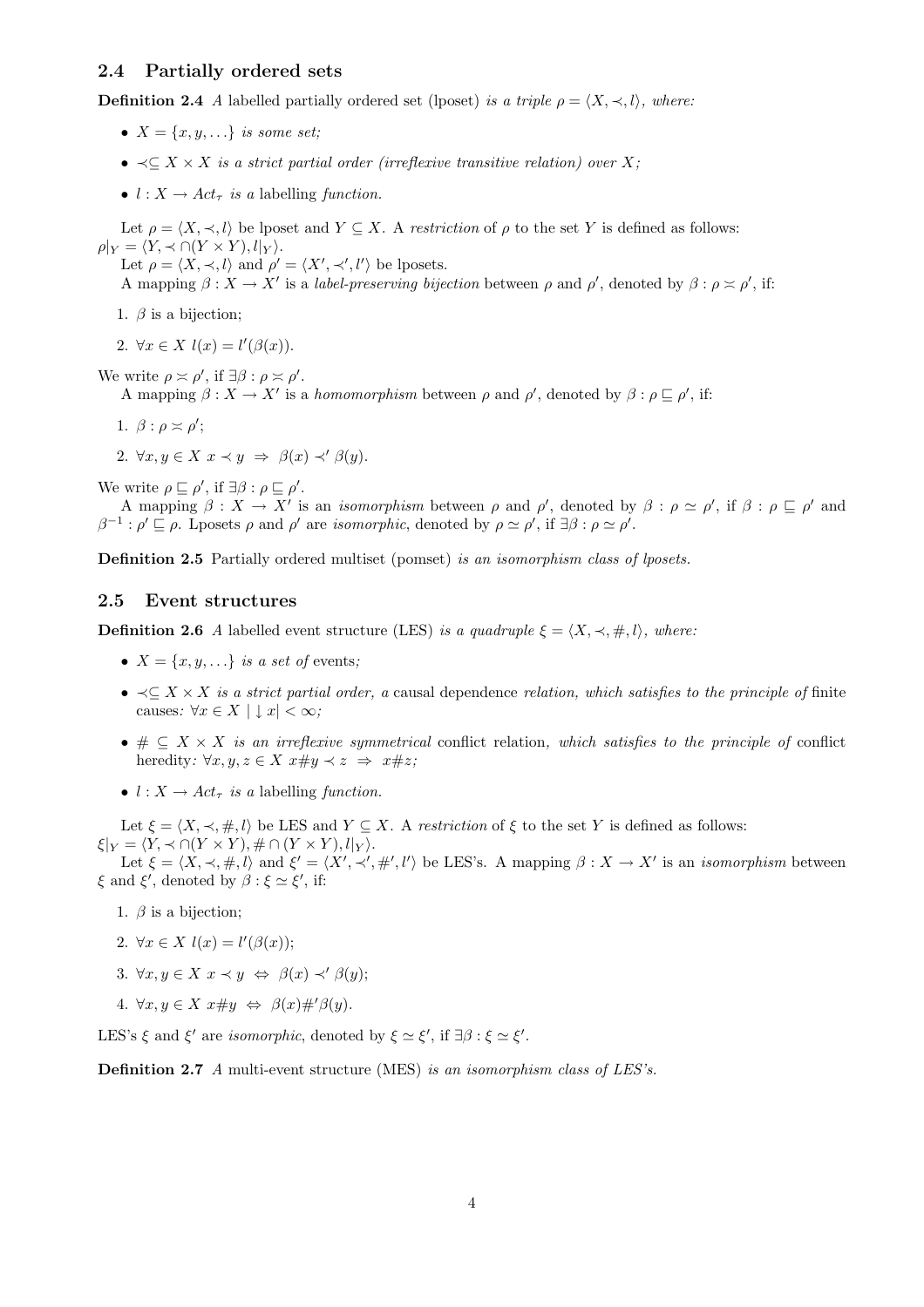### 2.4 Partially ordered sets

**Definition 2.4** *A* labelled partially ordered set (lposet) *is a triple* $\rho = \langle X, \prec, l\rangle$*, where:*

- $X = \{x, y, \ldots\}$ *is some set;*
- $\prec \subseteq X \times X$ *is a strict partial order (irreflexive transitive relation) over* $X$*;*
- $l : X \to Act_\tau$ *is a* labelling *function.*

Let $\rho = \langle X, \prec, l\rangle$ be lposet and $Y \subseteq X$. A *restriction* of $\rho$ to the set $Y$ is defined as follows: $\rho|_Y = \langle Y, \prec \cap (Y \times Y), l|_Y\rangle$.

Let $\rho = \langle X, \prec, l\rangle$ and $\rho' = \langle X', \prec', l'\rangle$ be lposets.

A mapping $\beta : X \to X'$ is a *label-preserving bijection* between $\rho$ and $\rho'$, denoted by $\beta : \rho \asymp \rho'$, if:

1. $\beta$ is a bijection;
2. $\forall x \in X \ l(x) = l'(\beta(x))$.

We write $\rho \asymp \rho'$, if $\exists \beta : \rho \asymp \rho'$.

A mapping $\beta : X \to X'$ is a *homomorphism* between $\rho$ and $\rho'$, denoted by $\beta : \rho \sqsubseteq \rho'$, if:

1. $\beta : \rho \asymp \rho'$;
2. $\forall x, y \in X \ x \prec y \ \Rightarrow \ \beta(x) \prec' \beta(y)$.

We write $\rho \sqsubseteq \rho'$, if $\exists \beta : \rho \sqsubseteq \rho'$.

A mapping $\beta : X \to X'$ is an *isomorphism* between $\rho$ and $\rho'$, denoted by $\beta : \rho \simeq \rho'$, if $\beta : \rho \sqsubseteq \rho'$ and $\beta^{-1} : \rho' \sqsubseteq \rho$. Lposets $\rho$ and $\rho'$ are *isomorphic*, denoted by $\rho \simeq \rho'$, if $\exists \beta : \rho \simeq \rho'$.

**Definition 2.5** Partially ordered multiset (pomset) *is an isomorphism class of lposets.*

### 2.5 Event structures

**Definition 2.6** *A* labelled event structure (LES) *is a quadruple* $\xi = \langle X, \prec, \#, l\rangle$*, where:*

- $X = \{x, y, \ldots\}$ *is a set of* events*;*
- $\prec \subseteq X \times X$ *is a strict partial order, a* causal dependence *relation, which satisfies to the principle of* finite causes*:* $\forall x \in X \ |\downarrow x| < \infty$*;*
- $\# \subseteq X \times X$ *is an irreflexive symmetrical* conflict relation*, which satisfies to the principle of* conflict heredity*:* $\forall x, y, z \in X \ x\#y \prec z \ \Rightarrow \ x\#z$*;*
- $l : X \to Act_\tau$ *is a* labelling *function.*

Let $\xi = \langle X, \prec, \#, l\rangle$ be LES and $Y \subseteq X$. A *restriction* of $\xi$ to the set $Y$ is defined as follows: $\xi|_Y = \langle Y, \prec \cap (Y \times Y), \# \cap (Y \times Y), l|_Y\rangle$.

Let $\xi = \langle X, \prec, \#, l\rangle$ and $\xi' = \langle X', \prec', \#', l'\rangle$ be LES's. A mapping $\beta : X \to X'$ is an *isomorphism* between $\xi$ and $\xi'$, denoted by $\beta : \xi \simeq \xi'$, if:

1. $\beta$ is a bijection;
2. $\forall x \in X \ l(x) = l'(\beta(x))$;
3. $\forall x, y \in X \ x \prec y \ \Leftrightarrow \ \beta(x) \prec' \beta(y)$;
4. $\forall x, y \in X \ x\#y \ \Leftrightarrow \ \beta(x)\#'\beta(y)$.

LES's $\xi$ and $\xi'$ are *isomorphic*, denoted by $\xi \simeq \xi'$, if $\exists \beta : \xi \simeq \xi'$.

**Definition 2.7** *A* multi-event structure (MES) *is an isomorphism class of LES's.*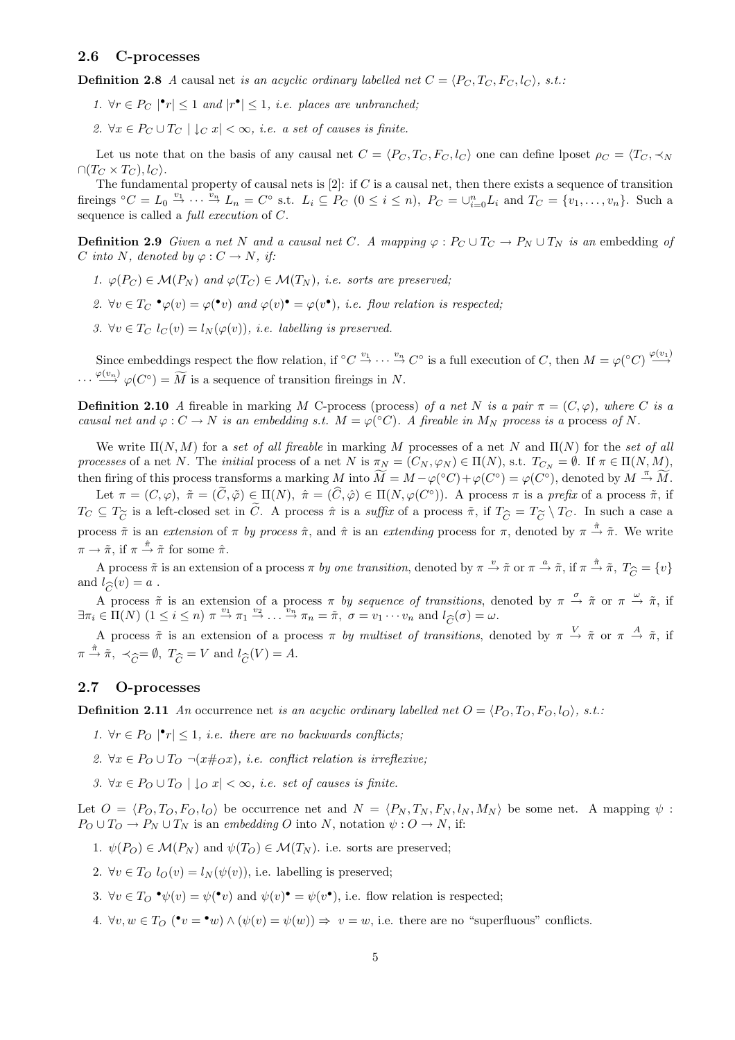### 2.6 C-processes

**Definition 2.8** *A* causal net *is an acyclic ordinary labelled net $C = \langle P_C, T_C, F_C, l_C\rangle$, s.t.:*

1. *$\forall r \in P_C$ $|{}^\bullet r| \le 1$ and $|r^\bullet| \le 1$, i.e. places are unbranched;*
2. *$\forall x \in P_C \cup T_C$ $|\downarrow_C x| < \infty$, i.e. a set of causes is finite.*

Let us note that on the basis of any causal net $C = \langle P_C, T_C, F_C, l_C\rangle$ one can define lposet $\rho_C = \langle T_C, \prec_N \cap (T_C \times T_C), l_C\rangle$.

The fundamental property of causal nets is [2]: if $C$ is a causal net, then there exists a sequence of transition fireings ${}^\circ C = L_0 \stackrel{v_1}{\to} \cdots \stackrel{v_n}{\to} L_n = C^\circ$ s.t. $L_i \subseteq P_C$ $(0 \le i \le n)$, $P_C = \cup_{i=0}^{n} L_i$ and $T_C = \{v_1, \ldots, v_n\}$. Such a sequence is called a *full execution* of $C$.

**Definition 2.9** *Given a net $N$ and a causal net $C$. A mapping $\varphi : P_C \cup T_C \to P_N \cup T_N$ is an* embedding *of $C$ into $N$, denoted by $\varphi : C \to N$, if:*

1. *$\varphi(P_C) \in \mathcal{M}(P_N)$ and $\varphi(T_C) \in \mathcal{M}(T_N)$, i.e. sorts are preserved;*
2. *$\forall v \in T_C$ ${}^\bullet\varphi(v) = \varphi({}^\bullet v)$ and $\varphi(v)^\bullet = \varphi(v^\bullet)$, i.e. flow relation is respected;*
3. *$\forall v \in T_C$ $l_C(v) = l_N(\varphi(v))$, i.e. labelling is preserved.*

Since embeddings respect the flow relation, if ${}^\circ C \stackrel{v_1}{\to} \cdots \stackrel{v_n}{\to} C^\circ$ is a full execution of $C$, then $M = \varphi({}^\circ C) \stackrel{\varphi(v_1)}{\longrightarrow} \cdots \stackrel{\varphi(v_n)}{\longrightarrow} \varphi(C^\circ) = \widetilde{M}$ is a sequence of transition fireings in $N$.

**Definition 2.10** *A* fireable in marking $M$ C-process *(process) of a net $N$ is a pair $\pi = (C, \varphi)$, where $C$ is a causal net and $\varphi : C \to N$ is an embedding s.t. $M = \varphi({}^\circ C)$. A fireable in $M_N$ process is a* process *of $N$.*

We write $\Pi(N, M)$ for a *set of all fireable* in marking $M$ processes of a net $N$ and $\Pi(N)$ for the *set of all processes* of a net $N$. The *initial* process of a net $N$ is $\pi_N = (C_N, \varphi_N) \in \Pi(N)$, s.t. $T_{C_N} = \emptyset$. If $\pi \in \Pi(N, M)$, then firing of this process transforms a marking $M$ into $\widetilde{M} = M - \varphi({}^\circ C) + \varphi(C^\circ) = \varphi(C^\circ)$, denoted by $M \stackrel{\pi}{\to} \widetilde{M}$.

Let $\pi = (C, \varphi)$, $\tilde{\pi} = (\widetilde{C}, \tilde{\varphi}) \in \Pi(N)$, $\hat{\pi} = (\widehat{C}, \hat{\varphi}) \in \Pi(N, \varphi(C^\circ))$. A process $\pi$ is a *prefix* of a process $\tilde{\pi}$, if $T_C \subseteq T_{\widetilde{C}}$ is a left-closed set in $\widetilde{C}$. A process $\hat{\pi}$ is a *suffix* of a process $\tilde{\pi}$, if $T_{\widehat{C}} = T_{\widetilde{C}} \setminus T_C$. In such a case a process $\tilde{\pi}$ is an *extension* of $\pi$ *by process* $\hat{\pi}$, and $\hat{\pi}$ is an *extending* process for $\pi$, denoted by $\pi \stackrel{\hat{\pi}}{\to} \tilde{\pi}$. We write $\pi \to \tilde{\pi}$, if $\pi \stackrel{\hat{\pi}}{\to} \tilde{\pi}$ for some $\hat{\pi}$.

A process $\tilde{\pi}$ is an extension of a process $\pi$ *by one transition*, denoted by $\pi \stackrel{v}{\to} \tilde{\pi}$ or $\pi \stackrel{a}{\to} \tilde{\pi}$, if $\pi \stackrel{\hat{\pi}}{\to} \tilde{\pi}$, $T_{\widehat{C}} = \{v\}$ and $l_{\widehat{C}}(v) = a$ .

A process $\tilde{\pi}$ is an extension of a process $\pi$ *by sequence of transitions*, denoted by $\pi \stackrel{\sigma}{\to} \tilde{\pi}$ or $\pi \stackrel{\omega}{\to} \tilde{\pi}$, if $\exists \pi_i \in \Pi(N)$ $(1 \le i \le n)$ $\pi \stackrel{v_1}{\to} \pi_1 \stackrel{v_2}{\to} \ldots \stackrel{v_n}{\to} \pi_n = \tilde{\pi}$, $\sigma = v_1 \cdots v_n$ and $l_{\widehat{C}}(\sigma) = \omega$.

A process $\tilde{\pi}$ is an extension of a process $\pi$ *by multiset of transitions*, denoted by $\pi \stackrel{V}{\to} \tilde{\pi}$ or $\pi \stackrel{A}{\to} \tilde{\pi}$, if $\pi \stackrel{\hat{\pi}}{\to} \tilde{\pi}$, $\prec_{\widehat{C}} = \emptyset$, $T_{\widehat{C}} = V$ and $l_{\widehat{C}}(V) = A$.

### 2.7 O-processes

**Definition 2.11** *An* occurrence net *is an acyclic ordinary labelled net $O = \langle P_O, T_O, F_O, l_O\rangle$, s.t.:*

1. *$\forall r \in P_O$ $|{}^\bullet r| \le 1$, i.e. there are no backwards conflicts;*
2. *$\forall x \in P_O \cup T_O$ $\neg(x \#_O x)$, i.e. conflict relation is irreflexive;*
3. *$\forall x \in P_O \cup T_O$ $|\downarrow_O x| < \infty$, i.e. set of causes is finite.*

Let $O = \langle P_O, T_O, F_O, l_O\rangle$ be occurrence net and $N = \langle P_N, T_N, F_N, l_N, M_N\rangle$ be some net. A mapping $\psi : P_O \cup T_O \to P_N \cup T_N$ is an *embedding* $O$ into $N$, notation $\psi : O \to N$, if:

1. $\psi(P_O) \in \mathcal{M}(P_N)$ and $\psi(T_O) \in \mathcal{M}(T_N)$. i.e. sorts are preserved;
2. $\forall v \in T_O$ $l_O(v) = l_N(\psi(v))$, i.e. labelling is preserved;
3. $\forall v \in T_O$ ${}^\bullet\psi(v) = \psi({}^\bullet v)$ and $\psi(v)^\bullet = \psi(v^\bullet)$, i.e. flow relation is respected;
4. $\forall v, w \in T_O$ $({}^\bullet v = {}^\bullet w) \wedge (\psi(v) = \psi(w)) \Rightarrow$ $v = w$, i.e. there are no "superfluous" conflicts.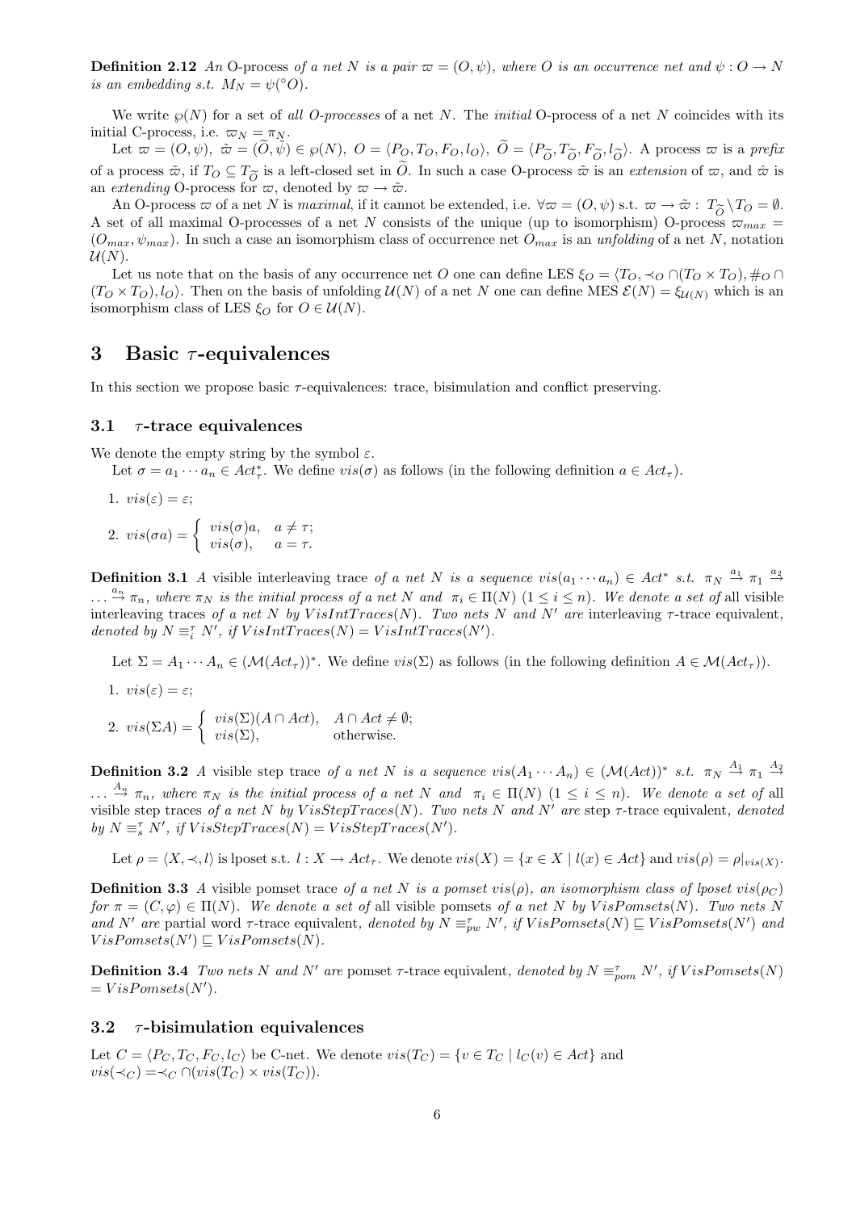**Definition 2.12** *An* O-process *of a net $N$ is a pair $\varpi = (O, \psi)$, where $O$ is an occurrence net and $\psi : O \to N$ is an embedding s.t. $M_N = \psi(^\circ O)$.*

We write $\wp(N)$ for a set of *all O-processes* of a net $N$. The *initial* O-process of a net $N$ coincides with its initial C-process, i.e. $\varpi_N = \pi_N$.

Let $\varpi = (O, \psi),\ \tilde{\varpi} = (\widetilde{O}, \tilde{\psi}) \in \wp(N),\ O = \langle P_O, T_O, F_O, l_O\rangle,\ \widetilde{O} = \langle P_{\widetilde{O}}, T_{\widetilde{O}}, F_{\widetilde{O}}, l_{\widetilde{O}}\rangle$. A process $\varpi$ is a *prefix* of a process $\tilde{\varpi}$, if $T_O \subseteq T_{\widetilde{O}}$ is a left-closed set in $\widetilde{O}$. In such a case O-process $\tilde{\varpi}$ is an *extension* of $\varpi$, and $\hat{\varpi}$ is an *extending* O-process for $\varpi$, denoted by $\varpi \to \tilde{\varpi}$.

An O-process $\varpi$ of a net $N$ is *maximal*, if it cannot be extended, i.e. $\forall \varpi = (O, \psi)$ s.t. $\varpi \to \tilde{\varpi} :\ T_{\widetilde{O}} \setminus T_O = \emptyset$. A set of all maximal O-processes of a net $N$ consists of the unique (up to isomorphism) O-process $\varpi_{max} = (O_{max}, \psi_{max})$. In such a case an isomorphism class of occurrence net $O_{max}$ is an *unfolding* of a net $N$, notation $\mathcal{U}(N)$.

Let us note that on the basis of any occurrence net $O$ one can define LES $\xi_O = \langle T_O, \prec_O \cap (T_O \times T_O), \#_O \cap (T_O \times T_O), l_O\rangle$. Then on the basis of unfolding $\mathcal{U}(N)$ of a net $N$ one can define MES $\mathcal{E}(N) = \xi_{\mathcal{U}(N)}$ which is an isomorphism class of LES $\xi_O$ for $O \in \mathcal{U}(N)$.

# 3 Basic $\tau$-equivalences

In this section we propose basic $\tau$-equivalences: trace, bisimulation and conflict preserving.

## 3.1 $\tau$-trace equivalences

We denote the empty string by the symbol $\varepsilon$.

Let $\sigma = a_1 \cdots a_n \in Act_\tau^*$. We define $vis(\sigma)$ as follows (in the following definition $a \in Act_\tau$).

1. $vis(\varepsilon) = \varepsilon$;
2. $vis(\sigma a) = \begin{cases} vis(\sigma)a, & a \neq \tau; \\ vis(\sigma), & a = \tau. \end{cases}$

**Definition 3.1** *A* visible interleaving trace *of a net $N$ is a sequence $vis(a_1 \cdots a_n) \in Act^*$ s.t. $\pi_N \xrightarrow{a_1} \pi_1 \xrightarrow{a_2} \ldots \xrightarrow{a_n} \pi_n$, where $\pi_N$ is the initial process of a net $N$ and $\pi_i \in \Pi(N)$ $(1 \leq i \leq n)$. We denote a set of* all visible interleaving traces *of a net $N$ by $VisIntTraces(N)$. Two nets $N$ and $N'$ are* interleaving $\tau$-trace equivalent*, denoted by $N \equiv_i^\tau N'$, if $VisIntTraces(N) = VisIntTraces(N')$.*

Let $\Sigma = A_1 \cdots A_n \in (\mathcal{M}(Act_\tau))^*$. We define $vis(\Sigma)$ as follows (in the following definition $A \in \mathcal{M}(Act_\tau)$).

1. $vis(\varepsilon) = \varepsilon$;
2. $vis(\Sigma A) = \begin{cases} vis(\Sigma)(A \cap Act), & A \cap Act \neq \emptyset; \\ vis(\Sigma), & \text{otherwise.} \end{cases}$

**Definition 3.2** *A* visible step trace *of a net $N$ is a sequence $vis(A_1 \cdots A_n) \in (\mathcal{M}(Act))^*$ s.t. $\pi_N \xrightarrow{A_1} \pi_1 \xrightarrow{A_2} \ldots \xrightarrow{A_n} \pi_n$, where $\pi_N$ is the initial process of a net $N$ and $\pi_i \in \Pi(N)$ $(1 \leq i \leq n)$. We denote a set of* all visible step traces *of a net $N$ by $VisStepTraces(N)$. Two nets $N$ and $N'$ are* step $\tau$-trace equivalent*, denoted by $N \equiv_s^\tau N'$, if $VisStepTraces(N) = VisStepTraces(N')$.*

Let $\rho = \langle X, \prec, l\rangle$ is lposet s.t. $l : X \to Act_\tau$. We denote $vis(X) = \{x \in X \mid l(x) \in Act\}$ and $vis(\rho) = \rho|_{vis(X)}$.

**Definition 3.3** *A* visible pomset trace *of a net $N$ is a pomset $vis(\rho)$, an isomorphism class of lposet $vis(\rho_C)$ for $\pi = (C, \varphi) \in \Pi(N)$. We denote a set of* all visible pomsets *of a net $N$ by $VisPomsets(N)$. Two nets $N$ and $N'$ are* partial word $\tau$-trace equivalent*, denoted by $N \equiv_{pw}^\tau N'$, if $VisPomsets(N) \sqsubseteq VisPomsets(N')$ and $VisPomsets(N') \sqsubseteq VisPomsets(N)$.*

**Definition 3.4** *Two nets $N$ and $N'$ are* pomset $\tau$-trace equivalent*, denoted by $N \equiv_{pom}^\tau N'$, if $VisPomsets(N) = VisPomsets(N')$.*

## 3.2 $\tau$-bisimulation equivalences

Let $C = \langle P_C, T_C, F_C, l_C\rangle$ be C-net. We denote $vis(T_C) = \{v \in T_C \mid l_C(v) \in Act\}$ and $vis(\prec_C) = \prec_C \cap (vis(T_C) \times vis(T_C))$.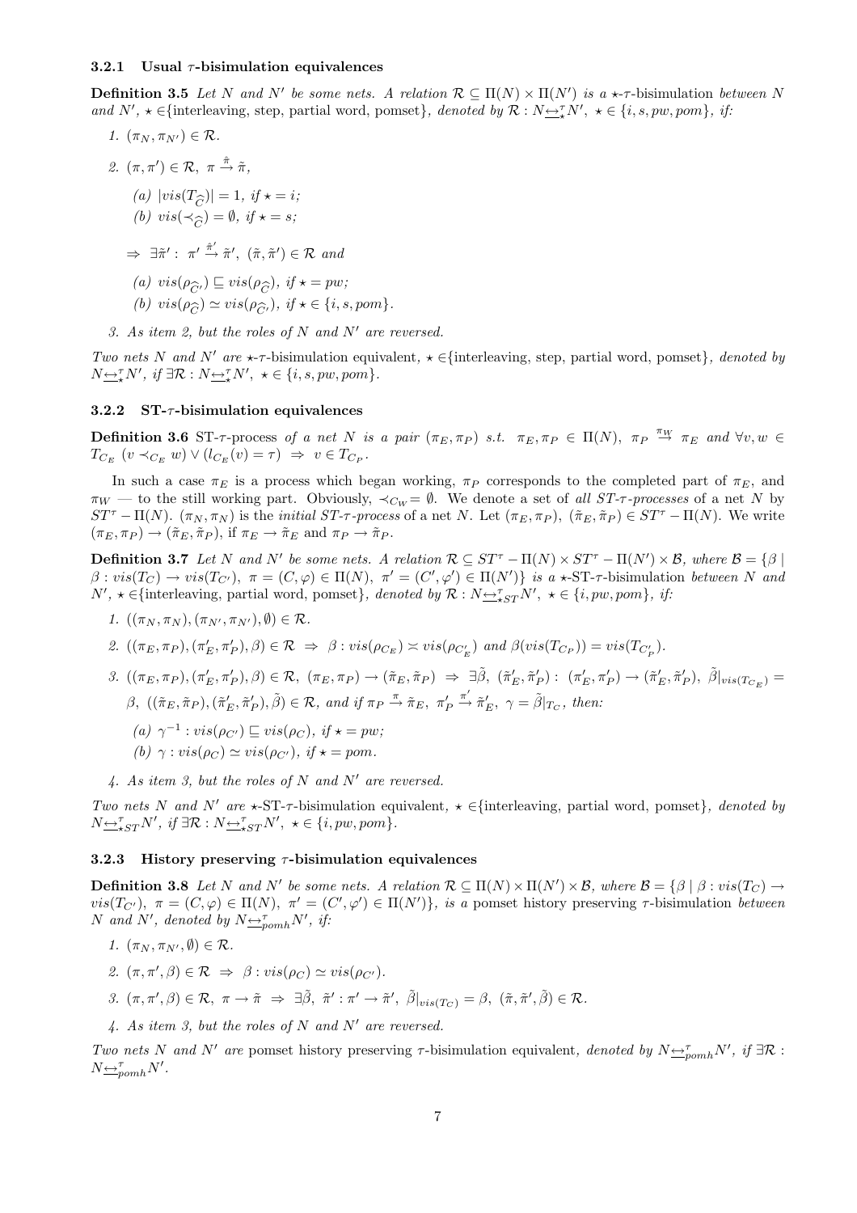#### 3.2.1 Usual $\tau$-bisimulation equivalences

**Definition 3.5** *Let $N$ and $N'$ be some nets. A relation $\mathcal{R} \subseteq \Pi(N) \times \Pi(N')$ is a $\star$-$\tau$-bisimulation between $N$ and $N'$, $\star \in$*{interleaving, step, partial word, pomset}*, denoted by $\mathcal{R} : N \underline{\leftrightarrow}_\star^\tau N'$, $\star \in \{i, s, pw, pom\}$, if:*

1. $(\pi_N, \pi_{N'}) \in \mathcal{R}$.
2. $(\pi, \pi') \in \mathcal{R},\ \pi \xrightarrow{\hat{\pi}} \tilde{\pi}$,
   (a) $|vis(T_{\widehat{C}})| = 1$, *if* $\star = i$;
   (b) $vis(\prec_{\widehat{C}}) = \emptyset$, *if* $\star = s$;

   $\Rightarrow\ \exists \tilde{\pi}' :\ \pi' \xrightarrow{\hat{\pi}'} \tilde{\pi}',\ (\tilde{\pi}, \tilde{\pi}') \in \mathcal{R}$ *and*

   (a) $vis(\rho_{\widehat{C}'}) \sqsubseteq vis(\rho_{\widehat{C}})$, *if* $\star = pw$;
   (b) $vis(\rho_{\widehat{C}}) \simeq vis(\rho_{\widehat{C}'})$, *if* $\star \in \{i, s, pom\}$.
3. *As item 2, but the roles of $N$ and $N'$ are reversed.*

*Two nets $N$ and $N'$ are $\star$-$\tau$-bisimulation equivalent, $\star \in$*{interleaving, step, partial word, pomset}*, denoted by $N \underline{\leftrightarrow}_\star^\tau N'$, if $\exists \mathcal{R} : N \underline{\leftrightarrow}_\star^\tau N'$, $\star \in \{i, s, pw, pom\}$.*

#### 3.2.2 ST-$\tau$-bisimulation equivalences

**Definition 3.6** ST-$\tau$-process *of a net $N$ is a pair $(\pi_E, \pi_P)$ s.t. $\pi_E, \pi_P \in \Pi(N)$, $\pi_P \xrightarrow{\pi_W} \pi_E$ and $\forall v, w \in T_{C_E}\ (v \prec_{C_E} w) \vee (l_{C_E}(v) = \tau)\ \Rightarrow\ v \in T_{C_P}$.*

In such a case $\pi_E$ is a process which began working, $\pi_P$ corresponds to the completed part of $\pi_E$, and $\pi_W$ — to the still working part. Obviously, $\prec_{C_W} = \emptyset$. We denote a set of *all ST-$\tau$-processes* of a net $N$ by $ST^\tau - \Pi(N)$. $(\pi_N, \pi_N)$ is the *initial ST-$\tau$-process* of a net $N$. Let $(\pi_E, \pi_P),\ (\tilde{\pi}_E, \tilde{\pi}_P) \in ST^\tau - \Pi(N)$. We write $(\pi_E, \pi_P) \to (\tilde{\pi}_E, \tilde{\pi}_P)$, if $\pi_E \to \tilde{\pi}_E$ and $\pi_P \to \tilde{\pi}_P$.

**Definition 3.7** *Let $N$ and $N'$ be some nets. A relation $\mathcal{R} \subseteq ST^\tau - \Pi(N) \times ST^\tau - \Pi(N') \times \mathcal{B}$, where $\mathcal{B} = \{\beta \mid \beta : vis(T_C) \to vis(T_{C'}),\ \pi = (C, \varphi) \in \Pi(N),\ \pi' = (C', \varphi') \in \Pi(N')\}$ is a $\star$-ST-$\tau$-bisimulation between $N$ and $N'$, $\star \in$*{interleaving, partial word, pomset}*, denoted by $\mathcal{R} : N \underline{\leftrightarrow}_{\star ST}^\tau N'$, $\star \in \{i, pw, pom\}$, if:*

1. $((\pi_N, \pi_N), (\pi_{N'}, \pi_{N'}), \emptyset) \in \mathcal{R}$.
2. $((\pi_E, \pi_P), (\pi'_E, \pi'_P), \beta) \in \mathcal{R}\ \Rightarrow\ \beta : vis(\rho_{C_E}) \asymp vis(\rho_{C'_E})$ *and* $\beta(vis(T_{C_P})) = vis(T_{C'_P})$.
3. $((\pi_E, \pi_P), (\pi'_E, \pi'_P), \beta) \in \mathcal{R},\ (\pi_E, \pi_P) \to (\tilde{\pi}_E, \tilde{\pi}_P)\ \Rightarrow\ \exists \tilde{\beta},\ (\tilde{\pi}'_E, \tilde{\pi}'_P) :\ (\pi'_E, \pi'_P) \to (\tilde{\pi}'_E, \tilde{\pi}'_P),\ \tilde{\beta}|_{vis(T_{C_E})} = \beta,\ ((\tilde{\pi}_E, \tilde{\pi}_P), (\tilde{\pi}'_E, \tilde{\pi}'_P), \tilde{\beta}) \in \mathcal{R}$, *and if* $\pi_P \xrightarrow{\pi} \tilde{\pi}_E,\ \pi'_P \xrightarrow{\pi'} \tilde{\pi}'_E,\ \gamma = \tilde{\beta}|_{T_C}$, *then:*
   (a) $\gamma^{-1} : vis(\rho_{C'}) \sqsubseteq vis(\rho_C)$, *if* $\star = pw$;
   (b) $\gamma : vis(\rho_C) \simeq vis(\rho_{C'})$, *if* $\star = pom$.
4. *As item 3, but the roles of $N$ and $N'$ are reversed.*

*Two nets $N$ and $N'$ are $\star$-ST-$\tau$-bisimulation equivalent, $\star \in$*{interleaving, partial word, pomset}*, denoted by $N \underline{\leftrightarrow}_{\star ST}^\tau N'$, if $\exists \mathcal{R} : N \underline{\leftrightarrow}_{\star ST}^\tau N'$, $\star \in \{i, pw, pom\}$.*

#### 3.2.3 History preserving $\tau$-bisimulation equivalences

**Definition 3.8** *Let $N$ and $N'$ be some nets. A relation $\mathcal{R} \subseteq \Pi(N) \times \Pi(N') \times \mathcal{B}$, where $\mathcal{B} = \{\beta \mid \beta : vis(T_C) \to vis(T_{C'}),\ \pi = (C, \varphi) \in \Pi(N),\ \pi' = (C', \varphi') \in \Pi(N')\}$, is a* pomset history preserving $\tau$-bisimulation *between $N$ and $N'$, denoted by $N \underline{\leftrightarrow}_{pomh}^\tau N'$, if:*

1. $(\pi_N, \pi_{N'}, \emptyset) \in \mathcal{R}$.
2. $(\pi, \pi', \beta) \in \mathcal{R}\ \Rightarrow\ \beta : vis(\rho_C) \simeq vis(\rho_{C'})$.
3. $(\pi, \pi', \beta) \in \mathcal{R},\ \pi \to \tilde{\pi}\ \Rightarrow\ \exists \tilde{\beta},\ \tilde{\pi}' : \pi' \to \tilde{\pi}',\ \tilde{\beta}|_{vis(T_C)} = \beta,\ (\tilde{\pi}, \tilde{\pi}', \tilde{\beta}) \in \mathcal{R}$.
4. *As item 3, but the roles of $N$ and $N'$ are reversed.*

*Two nets $N$ and $N'$ are* pomset history preserving $\tau$-bisimulation equivalent*, denoted by $N \underline{\leftrightarrow}_{pomh}^\tau N'$, if $\exists \mathcal{R} : N \underline{\leftrightarrow}_{pomh}^\tau N'$.*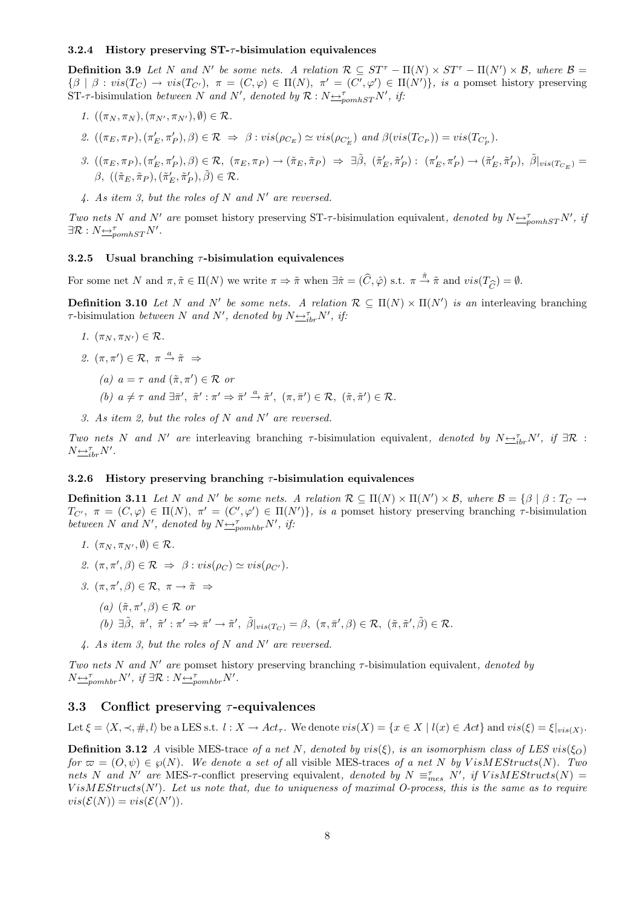#### 3.2.4 History preserving ST-$\tau$-bisimulation equivalences

**Definition 3.9** *Let $N$ and $N'$ be some nets. A relation $\mathcal{R} \subseteq ST^\tau - \Pi(N) \times ST^\tau - \Pi(N') \times \mathcal{B}$, where $\mathcal{B} = \{\beta \mid \beta : vis(T_C) \to vis(T_{C'}),\ \pi = (C, \varphi) \in \Pi(N),\ \pi' = (C', \varphi') \in \Pi(N')\}$, is a* pomset history preserving ST-$\tau$-bisimulation *between $N$ and $N'$, denoted by $\mathcal{R} : N \underline{\leftrightarrow}^\tau_{pomhST} N'$, if:*

1. $((\pi_N, \pi_N), (\pi_{N'}, \pi_{N'}), \emptyset) \in \mathcal{R}$.
2. $((\pi_E, \pi_P), (\pi'_E, \pi'_P), \beta) \in \mathcal{R} \ \Rightarrow\ \beta : vis(\rho_{C_E}) \simeq vis(\rho_{C'_E})$ *and* $\beta(vis(T_{C_P})) = vis(T_{C'_P})$.
3. $((\pi_E, \pi_P), (\pi'_E, \pi'_P), \beta) \in \mathcal{R},\ (\pi_E, \pi_P) \to (\tilde{\pi}_E, \tilde{\pi}_P) \ \Rightarrow\ \exists \tilde{\beta},\ (\tilde{\pi}'_E, \tilde{\pi}'_P) :\ (\pi'_E, \pi'_P) \to (\tilde{\pi}'_E, \tilde{\pi}'_P),\ \tilde{\beta}|_{vis(T_{C_E})} = \beta,\ ((\tilde{\pi}_E, \tilde{\pi}_P), (\tilde{\pi}'_E, \tilde{\pi}'_P), \tilde{\beta}) \in \mathcal{R}$.
4. *As item 3, but the roles of $N$ and $N'$ are reversed.*

*Two nets $N$ and $N'$ are* pomset history preserving ST-$\tau$-bisimulation equivalent*, denoted by $N \underline{\leftrightarrow}^\tau_{pomhST} N'$, if $\exists \mathcal{R} : N \underline{\leftrightarrow}^\tau_{pomhST} N'$.*

#### 3.2.5 Usual branching $\tau$-bisimulation equivalences

For some net $N$ and $\pi, \tilde{\pi} \in \Pi(N)$ we write $\pi \Rightarrow \tilde{\pi}$ when $\exists \hat{\pi} = (\widehat{C}, \hat{\varphi})$ s.t. $\pi \xrightarrow{\hat{\pi}} \tilde{\pi}$ and $vis(T_{\widehat{C}}) = \emptyset$.

**Definition 3.10** *Let $N$ and $N'$ be some nets. A relation $\mathcal{R} \subseteq \Pi(N) \times \Pi(N')$ is an* interleaving branching $\tau$-bisimulation *between $N$ and $N'$, denoted by $N \underline{\leftrightarrow}^\tau_{ibr} N'$, if:*

1. $(\pi_N, \pi_{N'}) \in \mathcal{R}$.
2. $(\pi, \pi') \in \mathcal{R},\ \pi \xrightarrow{a} \tilde{\pi} \ \Rightarrow$
   - (a) $a = \tau$ *and* $(\tilde{\pi}, \pi') \in \mathcal{R}$ *or*
   - (b) $a \neq \tau$ *and* $\exists \bar{\pi}',\ \tilde{\pi}' : \pi' \Rightarrow \bar{\pi}' \xrightarrow{a} \tilde{\pi}',\ (\pi, \bar{\pi}') \in \mathcal{R},\ (\tilde{\pi}, \tilde{\pi}') \in \mathcal{R}$.
3. *As item 2, but the roles of $N$ and $N'$ are reversed.*

*Two nets $N$ and $N'$ are* interleaving branching $\tau$-bisimulation equivalent*, denoted by $N \underline{\leftrightarrow}^\tau_{ibr} N'$, if $\exists \mathcal{R} : N \underline{\leftrightarrow}^\tau_{ibr} N'$.*

#### 3.2.6 History preserving branching $\tau$-bisimulation equivalences

**Definition 3.11** *Let $N$ and $N'$ be some nets. A relation $\mathcal{R} \subseteq \Pi(N) \times \Pi(N') \times \mathcal{B}$, where $\mathcal{B} = \{\beta \mid \beta : T_C \to T_{C'},\ \pi = (C, \varphi) \in \Pi(N),\ \pi' = (C', \varphi') \in \Pi(N')\}$, is a* pomset history preserving branching $\tau$-bisimulation *between $N$ and $N'$, denoted by $N \underline{\leftrightarrow}^\tau_{pomhbr} N'$, if:*

1. $(\pi_N, \pi_{N'}, \emptyset) \in \mathcal{R}$.
2. $(\pi, \pi', \beta) \in \mathcal{R} \ \Rightarrow\ \beta : vis(\rho_C) \simeq vis(\rho_{C'})$.
3. $(\pi, \pi', \beta) \in \mathcal{R},\ \pi \to \tilde{\pi} \ \Rightarrow$
   - (a) $(\tilde{\pi}, \pi', \beta) \in \mathcal{R}$ *or*
   - (b) $\exists \tilde{\beta},\ \bar{\pi}',\ \tilde{\pi}' : \pi' \Rightarrow \bar{\pi}' \to \tilde{\pi}',\ \tilde{\beta}|_{vis(T_C)} = \beta,\ (\pi, \bar{\pi}', \beta) \in \mathcal{R},\ (\tilde{\pi}, \tilde{\pi}', \tilde{\beta}) \in \mathcal{R}$.
4. *As item 3, but the roles of $N$ and $N'$ are reversed.*

*Two nets $N$ and $N'$ are* pomset history preserving branching $\tau$-bisimulation equivalent*, denoted by $N \underline{\leftrightarrow}^\tau_{pomhbr} N'$, if $\exists \mathcal{R} : N \underline{\leftrightarrow}^\tau_{pomhbr} N'$.*

### 3.3 Conflict preserving $\tau$-equivalences

Let $\xi = \langle X, \prec, \#, l \rangle$ be a LES s.t. $l : X \to Act_\tau$. We denote $vis(X) = \{x \in X \mid l(x) \in Act\}$ and $vis(\xi) = \xi|_{vis(X)}$.

**Definition 3.12** *A* visible MES-trace *of a net $N$, denoted by $vis(\xi)$, is an isomorphism class of LES $vis(\xi_O)$ for $\varpi = (O, \psi) \in \wp(N)$. We denote a set of* all visible MES-traces *of a net $N$ by $VisMEStructs(N)$. Two nets $N$ and $N'$ are* MES-$\tau$-conflict preserving equivalent*, denoted by $N \equiv^\tau_{mes} N'$, if $VisMEStructs(N) = VisMEStructs(N')$. Let us note that, due to uniqueness of maximal O-process, this is the same as to require $vis(\mathcal{E}(N)) = vis(\mathcal{E}(N'))$.*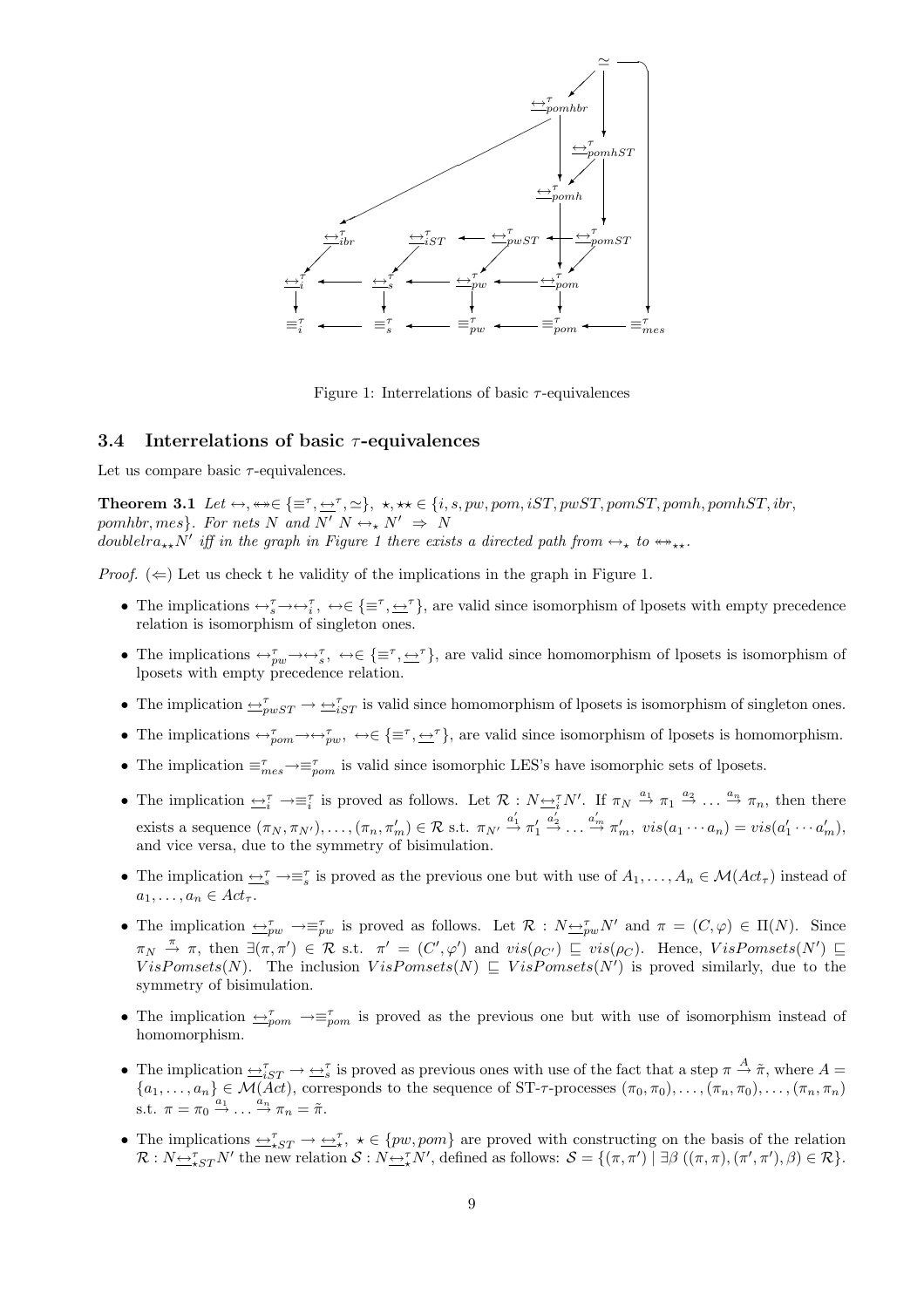Figure 1: Interrelations of basic $\tau$-equivalences

### 3.4 Interrelations of basic $\tau$-equivalences

Let us compare basic $\tau$-equivalences.

**Theorem 3.1** *Let $\leftrightarrow, \twoheadleftrightarrow \in \{\equiv^\tau, \underline{\leftrightarrow}^\tau, \simeq\}$, $\star, \star\star \in \{i, s, pw, pom, iST, pwST, pomST, pomh, pomhST, ibr,$ $pomhbr, mes\}$. For nets $N$ and $N'$ $N \leftrightarrow_\star N' \Rightarrow N$ doublelra$_{\star\star}N'$ iff in the graph in Figure 1 there exists a directed path from $\leftrightarrow_\star$ to $\twoheadleftrightarrow_{\star\star}$.*

*Proof.* ($\Leftarrow$) Let us check t he validity of the implications in the graph in Figure 1.

- The implications $\leftrightarrow_s^\tau \to \leftrightarrow_i^\tau$, $\leftrightarrow \in \{\equiv^\tau, \underline{\leftrightarrow}^\tau\}$, are valid since isomorphism of lposets with empty precedence relation is isomorphism of singleton ones.
- The implications $\leftrightarrow_{pw}^\tau \to \leftrightarrow_s^\tau$, $\leftrightarrow \in \{\equiv^\tau, \underline{\leftrightarrow}^\tau\}$, are valid since homomorphism of lposets is isomorphism of lposets with empty precedence relation.
- The implication $\underline{\leftrightarrow}_{pwST}^\tau \to \underline{\leftrightarrow}_{iST}^\tau$ is valid since homomorphism of lposets is isomorphism of singleton ones.
- The implications $\leftrightarrow_{pom}^\tau \to \leftrightarrow_{pw}^\tau$, $\leftrightarrow \in \{\equiv^\tau, \underline{\leftrightarrow}^\tau\}$, are valid since isomorphism of lposets is homomorphism.
- The implication $\equiv_{mes}^\tau \to \equiv_{pom}^\tau$ is valid since isomorphic LES's have isomorphic sets of lposets.
- The implication $\underline{\leftrightarrow}_i^\tau \to \equiv_i^\tau$ is proved as follows. Let $\mathcal{R} : N \underline{\leftrightarrow}_i^\tau N'$. If $\pi_N \stackrel{a_1}{\to} \pi_1 \stackrel{a_2}{\to} \ldots \stackrel{a_n}{\to} \pi_n$, then there exists a sequence $(\pi_N, \pi_{N'}), \ldots, (\pi_n, \pi'_m) \in \mathcal{R}$ s.t. $\pi_{N'} \stackrel{a'_1}{\to} \pi'_1 \stackrel{a'_2}{\to} \ldots \stackrel{a'_m}{\to} \pi'_m$, $vis(a_1 \cdots a_n) = vis(a'_1 \cdots a'_m)$, and vice versa, due to the symmetry of bisimulation.
- The implication $\underline{\leftrightarrow}_s^\tau \to \equiv_s^\tau$ is proved as the previous one but with use of $A_1, \ldots, A_n \in \mathcal{M}(Act_\tau)$ instead of $a_1, \ldots, a_n \in Act_\tau$.
- The implication $\underline{\leftrightarrow}_{pw}^\tau \to \equiv_{pw}^\tau$ is proved as follows. Let $\mathcal{R} : N \underline{\leftrightarrow}_{pw}^\tau N'$ and $\pi = (C, \varphi) \in \Pi(N)$. Since $\pi_N \stackrel{\pi}{\to} \pi$, then $\exists (\pi, \pi') \in \mathcal{R}$ s.t. $\pi' = (C', \varphi')$ and $vis(\rho_{C'}) \sqsubseteq vis(\rho_C)$. Hence, $VisPomsets(N') \sqsubseteq VisPomsets(N)$. The inclusion $VisPomsets(N) \sqsubseteq VisPomsets(N')$ is proved similarly, due to the symmetry of bisimulation.
- The implication $\underline{\leftrightarrow}_{pom}^\tau \to \equiv_{pom}^\tau$ is proved as the previous one but with use of isomorphism instead of homomorphism.
- The implication $\underline{\leftrightarrow}_{iST}^\tau \to \underline{\leftrightarrow}_s^\tau$ is proved as previous ones with use of the fact that a step $\pi \stackrel{A}{\to} \tilde{\pi}$, where $A = \{a_1, \ldots, a_n\} \in \mathcal{M}(Act)$, corresponds to the sequence of ST-$\tau$-processes $(\pi_0, \pi_0), \ldots, (\pi_n, \pi_0), \ldots, (\pi_n, \pi_n)$ s.t. $\pi = \pi_0 \stackrel{a_1}{\to} \ldots \stackrel{a_n}{\to} \pi_n = \tilde{\pi}$.
- The implications $\underline{\leftrightarrow}_{\star ST}^\tau \to \underline{\leftrightarrow}_\star^\tau$, $\star \in \{pw, pom\}$ are proved with constructing on the basis of the relation $\mathcal{R} : N \underline{\leftrightarrow}_{\star ST}^\tau N'$ the new relation $\mathcal{S} : N \underline{\leftrightarrow}_\star^\tau N'$, defined as follows: $\mathcal{S} = \{(\pi, \pi') \mid \exists \beta \; ((\pi, \pi), (\pi', \pi'), \beta) \in \mathcal{R}\}$.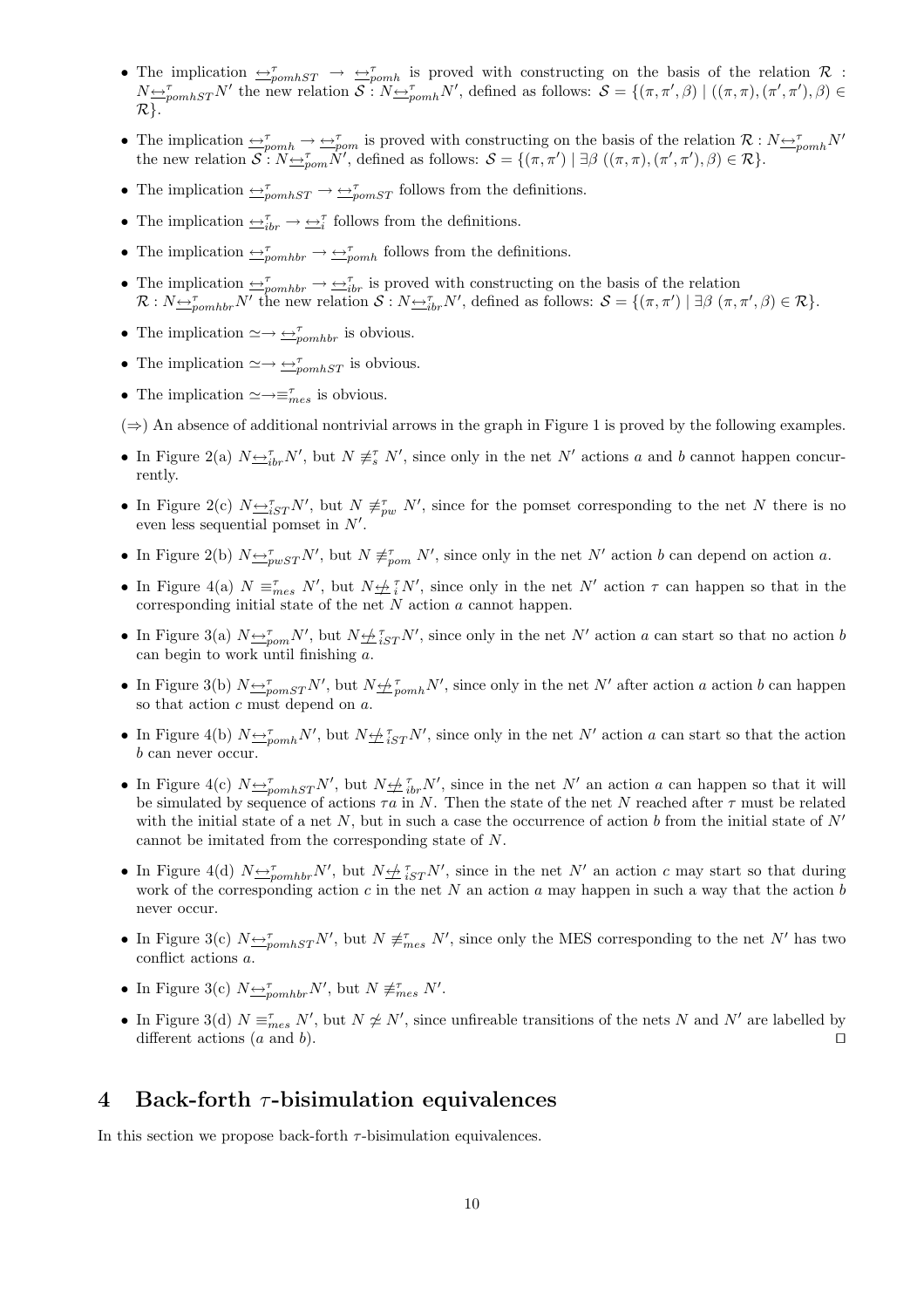- The implication $\underline{\leftrightarrow}^{\tau}_{pomhST} \rightarrow \underline{\leftrightarrow}^{\tau}_{pomh}$ is proved with constructing on the basis of the relation $\mathcal{R} : N\underline{\leftrightarrow}^{\tau}_{pomhST}N'$ the new relation $\mathcal{S} : N\underline{\leftrightarrow}^{\tau}_{pomh}N'$, defined as follows: $\mathcal{S} = \{(\pi, \pi', \beta) \mid ((\pi, \pi), (\pi', \pi'), \beta) \in \mathcal{R}\}$.

- The implication $\underline{\leftrightarrow}^{\tau}_{pomh} \rightarrow \underline{\leftrightarrow}^{\tau}_{pom}$ is proved with constructing on the basis of the relation $\mathcal{R} : N\underline{\leftrightarrow}^{\tau}_{pomh}N'$ the new relation $\mathcal{S} : N\underline{\leftrightarrow}^{\tau}_{pom}N'$, defined as follows: $\mathcal{S} = \{(\pi, \pi') \mid \exists \beta\ ((\pi, \pi), (\pi', \pi'), \beta) \in \mathcal{R}\}$.

- The implication $\underline{\leftrightarrow}^{\tau}_{pomhST} \rightarrow \underline{\leftrightarrow}^{\tau}_{pomST}$ follows from the definitions.

- The implication $\underline{\leftrightarrow}^{\tau}_{ibr} \rightarrow \underline{\leftrightarrow}^{\tau}_{i}$ follows from the definitions.

- The implication $\underline{\leftrightarrow}^{\tau}_{pomhbr} \rightarrow \underline{\leftrightarrow}^{\tau}_{pomh}$ follows from the definitions.

- The implication $\underline{\leftrightarrow}^{\tau}_{pomhbr} \rightarrow \underline{\leftrightarrow}^{\tau}_{ibr}$ is proved with constructing on the basis of the relation $\mathcal{R} : N\underline{\leftrightarrow}^{\tau}_{pomhbr}N'$ the new relation $\mathcal{S} : N\underline{\leftrightarrow}^{\tau}_{ibr}N'$, defined as follows: $\mathcal{S} = \{(\pi, \pi') \mid \exists \beta\ (\pi, \pi', \beta) \in \mathcal{R}\}$.

- The implication $\simeq \rightarrow \underline{\leftrightarrow}^{\tau}_{pomhbr}$ is obvious.

- The implication $\simeq \rightarrow \underline{\leftrightarrow}^{\tau}_{pomhST}$ is obvious.

- The implication $\simeq \rightarrow \equiv^{\tau}_{mes}$ is obvious.

($\Rightarrow$) An absence of additional nontrivial arrows in the graph in Figure 1 is proved by the following examples.

- In Figure 2(a) $N\underline{\leftrightarrow}^{\tau}_{ibr}N'$, but $N \not\equiv^{\tau}_{s} N'$, since only in the net $N'$ actions $a$ and $b$ cannot happen concurrently.

- In Figure 2(c) $N\underline{\leftrightarrow}^{\tau}_{iST}N'$, but $N \not\equiv^{\tau}_{pw} N'$, since for the pomset corresponding to the net $N$ there is no even less sequential pomset in $N'$.

- In Figure 2(b) $N\underline{\leftrightarrow}^{\tau}_{pwST}N'$, but $N \not\equiv^{\tau}_{pom} N'$, since only in the net $N'$ action $b$ can depend on action $a$.

- In Figure 4(a) $N \equiv^{\tau}_{mes} N'$, but $N\underline{\not\leftrightarrow}^{\tau}_{i}N'$, since only in the net $N'$ action $\tau$ can happen so that in the corresponding initial state of the net $N$ action $a$ cannot happen.

- In Figure 3(a) $N\underline{\leftrightarrow}^{\tau}_{pom}N'$, but $N\underline{\not\leftrightarrow}^{\tau}_{iST}N'$, since only in the net $N'$ action $a$ can start so that no action $b$ can begin to work until finishing $a$.

- In Figure 3(b) $N\underline{\leftrightarrow}^{\tau}_{pomST}N'$, but $N\underline{\not\leftrightarrow}^{\tau}_{pomh}N'$, since only in the net $N'$ after action $a$ action $b$ can happen so that action $c$ must depend on $a$.

- In Figure 4(b) $N\underline{\leftrightarrow}^{\tau}_{pomh}N'$, but $N\underline{\not\leftrightarrow}^{\tau}_{iST}N'$, since only in the net $N'$ action $a$ can start so that the action $b$ can never occur.

- In Figure 4(c) $N\underline{\leftrightarrow}^{\tau}_{pomhST}N'$, but $N\underline{\not\leftrightarrow}^{\tau}_{ibr}N'$, since in the net $N'$ an action $a$ can happen so that it will be simulated by sequence of actions $\tau a$ in $N$. Then the state of the net $N$ reached after $\tau$ must be related with the initial state of a net $N$, but in such a case the occurrence of action $b$ from the initial state of $N'$ cannot be imitated from the corresponding state of $N$.

- In Figure 4(d) $N\underline{\leftrightarrow}^{\tau}_{pomhbr}N'$, but $N\underline{\not\leftrightarrow}^{\tau}_{iST}N'$, since in the net $N'$ an action $c$ may start so that during work of the corresponding action $c$ in the net $N$ an action $a$ may happen in such a way that the action $b$ never occur.

- In Figure 3(c) $N\underline{\leftrightarrow}^{\tau}_{pomhST}N'$, but $N \not\equiv^{\tau}_{mes} N'$, since only the MES corresponding to the net $N'$ has two conflict actions $a$.

- In Figure 3(c) $N\underline{\leftrightarrow}^{\tau}_{pomhbr}N'$, but $N \not\equiv^{\tau}_{mes} N'$.

- In Figure 3(d) $N \equiv^{\tau}_{mes} N'$, but $N \not\simeq N'$, since unfireable transitions of the nets $N$ and $N'$ are labelled by different actions ($a$ and $b$). ☐

# 4 Back-forth $\tau$-bisimulation equivalences

In this section we propose back-forth $\tau$-bisimulation equivalences.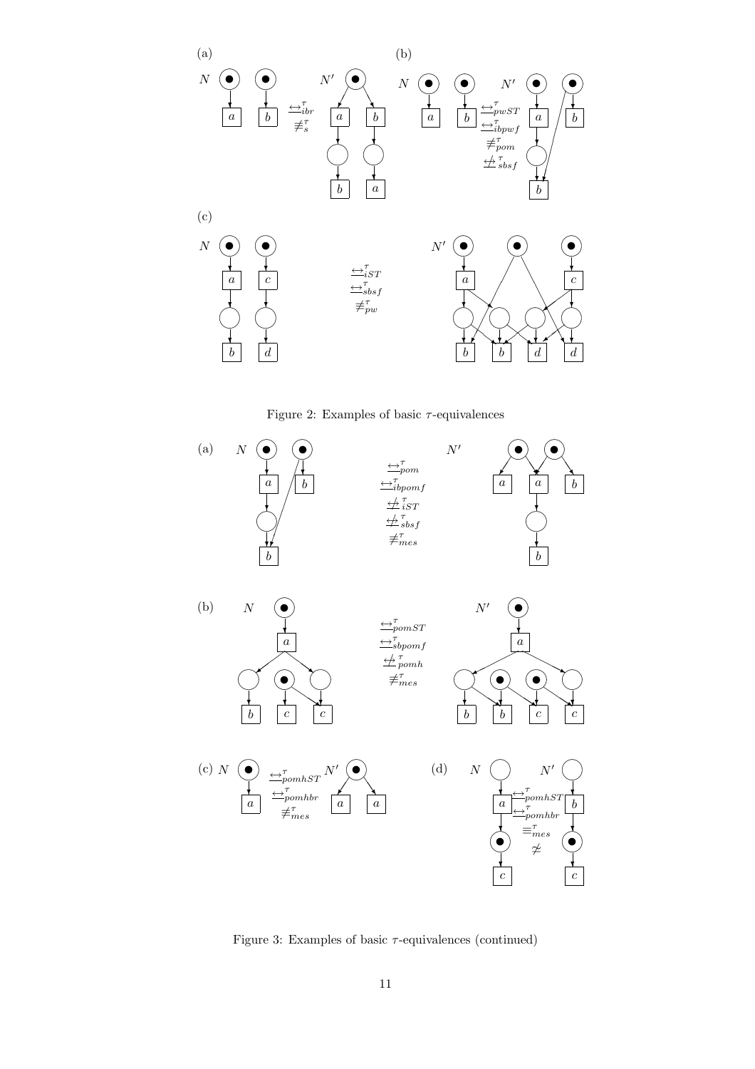Figure 2: Examples of basic $\tau$-equivalences

Figure 3: Examples of basic $\tau$-equivalences (continued)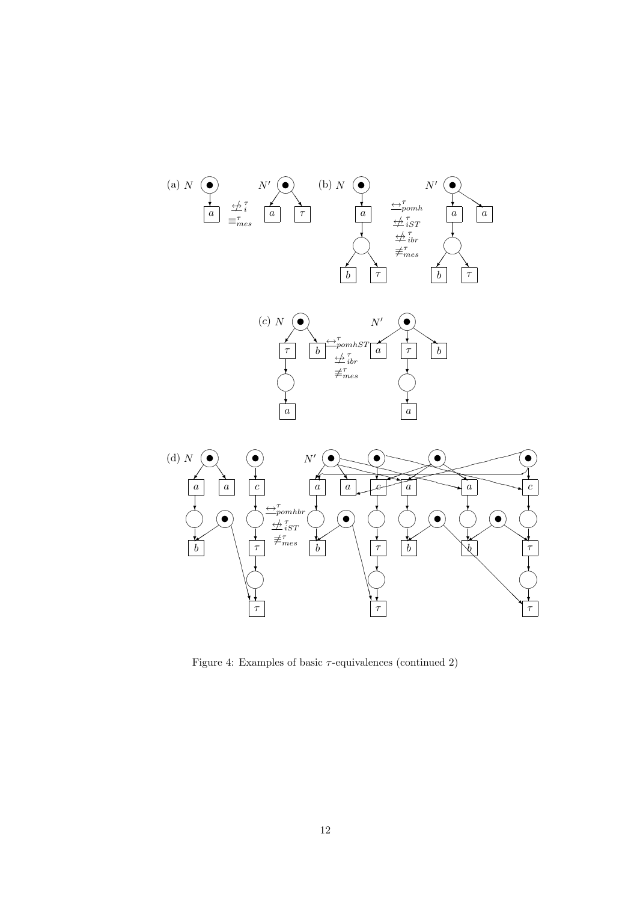Figure 4: Examples of basic $\tau$-equivalences (continued 2)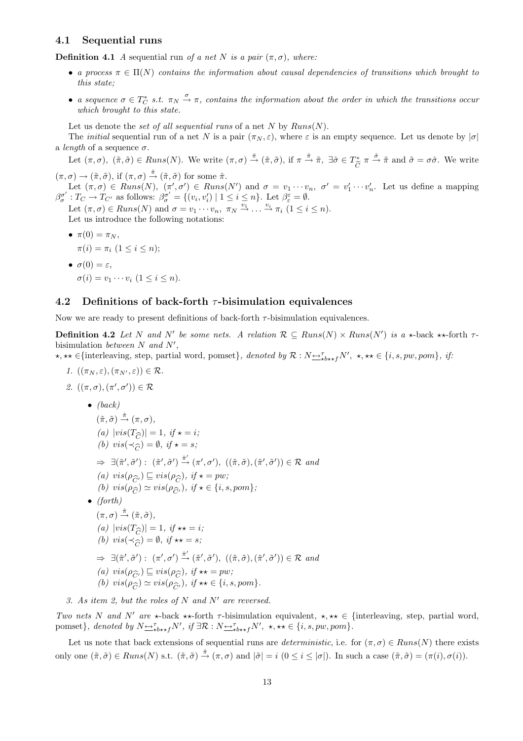## 4.1 Sequential runs

**Definition 4.1** *A* sequential run *of a net $N$ is a pair $(\pi, \sigma)$, where:*

- *a process $\pi \in \Pi(N)$ contains the information about causal dependencies of transitions which brought to this state;*
- *a sequence $\sigma \in T_C^*$ s.t. $\pi_N \xrightarrow{\sigma} \pi$, contains the information about the order in which the transitions occur which brought to this state.*

Let us denote the *set of all sequential runs* of a net $N$ by $Runs(N)$.

The *initial* sequential run of a net $N$ is a pair $(\pi_N, \varepsilon)$, where $\varepsilon$ is an empty sequence. Let us denote by $|\sigma|$ a *length* of a sequence $\sigma$.

Let $(\pi, \sigma),\ (\tilde{\pi}, \tilde{\sigma}) \in Runs(N)$. We write $(\pi, \sigma) \xrightarrow{\hat{\pi}} (\tilde{\pi}, \tilde{\sigma})$, if $\pi \xrightarrow{\hat{\pi}} \tilde{\pi},\ \exists \hat{\sigma} \in T_{\widehat{C}}^*\ \pi \xrightarrow{\hat{\sigma}} \tilde{\pi}$ and $\tilde{\sigma} = \sigma\hat{\sigma}$. We write $(\pi, \sigma) \rightarrow (\tilde{\pi}, \tilde{\sigma})$, if $(\pi, \sigma) \xrightarrow{\hat{\pi}} (\tilde{\pi}, \tilde{\sigma})$ for some $\hat{\pi}$.

Let $(\pi, \sigma) \in Runs(N),\ (\pi', \sigma') \in Runs(N')$ and $\sigma = v_1 \cdots v_n,\ \sigma' = v_1' \cdots v_n'$. Let us define a mapping $\beta_\sigma^{\sigma'} : T_C \rightarrow T_{C'}$ as follows: $\beta_\sigma^{\sigma'} = \{(v_i, v_i') \mid 1 \leq i \leq n\}$. Let $\beta_\varepsilon^\varepsilon = \emptyset$.

Let $(\pi, \sigma) \in Runs(N)$ and $\sigma = v_1 \cdots v_n,\ \pi_N \xrightarrow{v_1} \ldots \xrightarrow{v_i} \pi_i\ (1 \leq i \leq n)$.

Let us introduce the following notations:

- $\pi(0) = \pi_N$,
  $\pi(i) = \pi_i\ (1 \leq i \leq n)$;
- $\sigma(0) = \varepsilon$,
  $\sigma(i) = v_1 \cdots v_i\ (1 \leq i \leq n)$.

## 4.2 Definitions of back-forth $\tau$-bisimulation equivalences

Now we are ready to present definitions of back-forth $\tau$-bisimulation equivalences.

**Definition 4.2** *Let $N$ and $N'$ be some nets. A relation $\mathcal{R} \subseteq Runs(N) \times Runs(N')$ is a* $\star$-back $\star\star$-forth $\tau$-bisimulation *between $N$ and $N'$,*
*$\star, \star\star \in$*{interleaving, step, partial word, pomset}*, denoted by $\mathcal{R} : N \underline{\leftrightarrow}_{\star b \star\star f}^\tau N',\ \star, \star\star \in \{i, s, pw, pom\}$, if:*

1. *$((\pi_N, \varepsilon), (\pi_{N'}, \varepsilon)) \in \mathcal{R}$.*
2. *$((\pi, \sigma), (\pi', \sigma')) \in \mathcal{R}$*
   - *(back)*
     *$(\tilde{\pi}, \tilde{\sigma}) \xrightarrow{\hat{\pi}} (\pi, \sigma)$,*
     *(a) $|vis(T_{\widehat{C}})| = 1$, if $\star = i$;*
     *(b) $vis(\prec_{\widehat{C}}) = \emptyset$, if $\star = s$;*
     *$\Rightarrow\ \exists (\tilde{\pi}', \tilde{\sigma}') :\ (\tilde{\pi}', \tilde{\sigma}') \xrightarrow{\hat{\pi}'} (\pi', \sigma'),\ ((\tilde{\pi}, \tilde{\sigma}), (\tilde{\pi}', \tilde{\sigma}')) \in \mathcal{R}$ and*
     *(a) $vis(\rho_{\widehat{C}'}) \sqsubseteq vis(\rho_{\widehat{C}})$, if $\star = pw$;*
     *(b) $vis(\rho_{\widehat{C}}) \simeq vis(\rho_{\widehat{C}'})$, if $\star \in \{i, s, pom\}$;*
   - *(forth)*
     *$(\pi, \sigma) \xrightarrow{\hat{\pi}} (\tilde{\pi}, \tilde{\sigma})$,*
     *(a) $|vis(T_{\widehat{C}})| = 1$, if $\star\star = i$;*
     *(b) $vis(\prec_{\widehat{C}}) = \emptyset$, if $\star\star = s$;*
     *$\Rightarrow\ \exists (\tilde{\pi}', \tilde{\sigma}') :\ (\pi', \sigma') \xrightarrow{\hat{\pi}'} (\tilde{\pi}', \tilde{\sigma}'),\ ((\tilde{\pi}, \tilde{\sigma}), (\tilde{\pi}', \tilde{\sigma}')) \in \mathcal{R}$ and*
     *(a) $vis(\rho_{\widehat{C}'}) \sqsubseteq vis(\rho_{\widehat{C}})$, if $\star\star = pw$;*
     *(b) $vis(\rho_{\widehat{C}}) \simeq vis(\rho_{\widehat{C}'})$, if $\star\star \in \{i, s, pom\}$.*
3. *As item 2, but the roles of $N$ and $N'$ are reversed.*

*Two nets $N$ and $N'$ are* $\star$-back $\star\star$-forth $\tau$-bisimulation equivalent*, $\star, \star\star \in$* {interleaving, step, partial word, pomset}*, denoted by $N \underline{\leftrightarrow}_{\star b \star\star f}^\tau N'$, if $\exists \mathcal{R} : N \underline{\leftrightarrow}_{\star b \star\star f}^\tau N',\ \star, \star\star \in \{i, s, pw, pom\}$.*

Let us note that back extensions of sequential runs are *deterministic*, i.e. for $(\pi, \sigma) \in Runs(N)$ there exists only one $(\tilde{\pi}, \tilde{\sigma}) \in Runs(N)$ s.t. $(\tilde{\pi}, \tilde{\sigma}) \xrightarrow{\hat{\pi}} (\pi, \sigma)$ and $|\tilde{\sigma}| = i\ (0 \leq i \leq |\sigma|)$. In such a case $(\tilde{\pi}, \tilde{\sigma}) = (\pi(i), \sigma(i))$.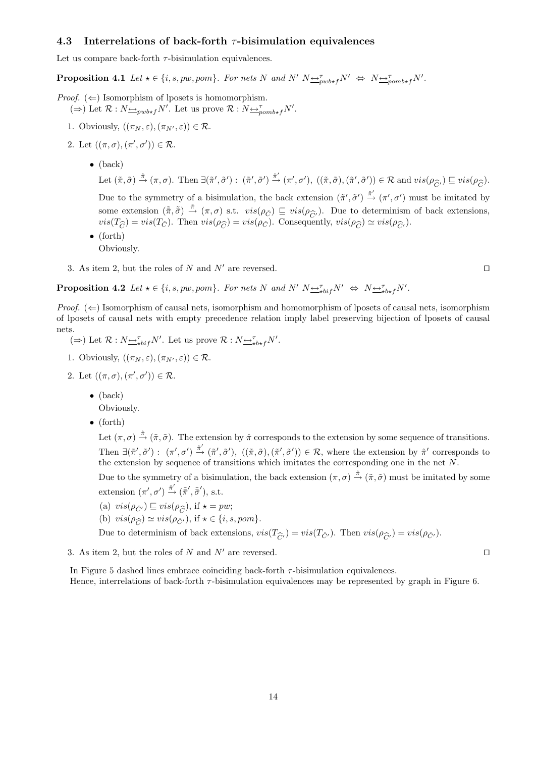### 4.3 Interrelations of back-forth $\tau$-bisimulation equivalences

Let us compare back-forth $\tau$-bisimulation equivalences.

**Proposition 4.1** *Let $\star \in \{i, s, pw, pom\}$. For nets $N$ and $N'$ $N \underline{\leftrightarrow}^{\tau}_{pwb\star f} N' \;\Leftrightarrow\; N \underline{\leftrightarrow}^{\tau}_{pomb\star f} N'$.*

*Proof.* ($\Leftarrow$) Isomorphism of lposets is homomorphism.

($\Rightarrow$) Let $\mathcal{R} : N \underline{\leftrightarrow}_{pwb\star f} N'$. Let us prove $\mathcal{R} : N \underline{\leftrightarrow}^{\tau}_{pomb\star f} N'$.

1. Obviously, $((\pi_N, \varepsilon), (\pi_{N'}, \varepsilon)) \in \mathcal{R}$.
2. Let $((\pi, \sigma), (\pi', \sigma')) \in \mathcal{R}$.
   - (back)
     Let $(\tilde{\pi}, \tilde{\sigma}) \stackrel{\hat{\pi}}{\to} (\pi, \sigma)$. Then $\exists (\tilde{\pi}', \tilde{\sigma}') :\ (\tilde{\pi}', \tilde{\sigma}') \stackrel{\hat{\pi}'}{\to} (\pi', \sigma')$, $((\tilde{\pi}, \tilde{\sigma}), (\tilde{\pi}', \tilde{\sigma}')) \in \mathcal{R}$ and $vis(\rho_{\widehat{C}'}) \sqsubseteq vis(\rho_{\widehat{C}})$.
     Due to the symmetry of a bisimulation, the back extension $(\tilde{\pi}', \tilde{\sigma}') \stackrel{\hat{\pi}'}{\to} (\pi', \sigma')$ must be imitated by some extension $(\tilde{\tilde{\pi}}, \tilde{\tilde{\sigma}}) \stackrel{\check{\pi}}{\to} (\pi, \sigma)$ s.t. $vis(\rho_{\check{C}}) \sqsubseteq vis(\rho_{\widehat{C}'})$. Due to determinism of back extensions, $vis(T_{\widehat{C}}) = vis(T_{\check{C}})$. Then $vis(\rho_{\widehat{C}}) = vis(\rho_{\check{C}})$. Consequently, $vis(\rho_{\widehat{C}}) \simeq vis(\rho_{\widehat{C}'})$.
   - (forth)
     Obviously.
3. As item 2, but the roles of $N$ and $N'$ are reversed. ◻

**Proposition 4.2** *Let $\star \in \{i, s, pw, pom\}$. For nets $N$ and $N'$ $N \underline{\leftrightarrow}^{\tau}_{\star bif} N' \;\Leftrightarrow\; N \underline{\leftrightarrow}^{\tau}_{\star b\star f} N'$.*

*Proof.* ($\Leftarrow$) Isomorphism of causal nets, isomorphism and homomorphism of lposets of causal nets, isomorphism of lposets of causal nets with empty precedence relation imply label preserving bijection of lposets of causal nets.

($\Rightarrow$) Let $\mathcal{R} : N \underline{\leftrightarrow}^{\tau}_{\star bif} N'$. Let us prove $\mathcal{R} : N \underline{\leftrightarrow}^{\tau}_{\star b\star f} N'$.

1. Obviously, $((\pi_N, \varepsilon), (\pi_{N'}, \varepsilon)) \in \mathcal{R}$.
2. Let $((\pi, \sigma), (\pi', \sigma')) \in \mathcal{R}$.
   - (back)
     Obviously.
   - (forth)
     Let $(\pi, \sigma) \stackrel{\hat{\pi}}{\to} (\tilde{\pi}, \tilde{\sigma})$. The extension by $\hat{\pi}$ corresponds to the extension by some sequence of transitions. Then $\exists (\tilde{\pi}', \tilde{\sigma}') :\ (\pi', \sigma') \stackrel{\hat{\pi}'}{\to} (\tilde{\pi}', \tilde{\sigma}')$, $((\tilde{\pi}, \tilde{\sigma}), (\tilde{\pi}', \tilde{\sigma}')) \in \mathcal{R}$, where the extension by $\hat{\pi}'$ corresponds to the extension by sequence of transitions which imitates the corresponding one in the net $N$.
     Due to the symmetry of a bisimulation, the back extension $(\pi, \sigma) \stackrel{\hat{\pi}}{\to} (\tilde{\pi}, \tilde{\sigma})$ must be imitated by some extension $(\pi', \sigma') \stackrel{\check{\pi}'}{\to} (\tilde{\tilde{\pi}}', \tilde{\tilde{\sigma}}')$, s.t.
     (a) $vis(\rho_{\check{C}'}) \sqsubseteq vis(\rho_{\widehat{C}})$, if $\star = pw$;
     (b) $vis(\rho_{\widehat{C}}) \simeq vis(\rho_{\check{C}'})$, if $\star \in \{i, s, pom\}$.
     Due to determinism of back extensions, $vis(T_{\widehat{C}'}) = vis(T_{\check{C}'})$. Then $vis(\rho_{\widehat{C}'}) = vis(\rho_{\check{C}'})$.
3. As item 2, but the roles of $N$ and $N'$ are reversed. ◻

In Figure 5 dashed lines embrace coinciding back-forth $\tau$-bisimulation equivalences.

Hence, interrelations of back-forth $\tau$-bisimulation equivalences may be represented by graph in Figure 6.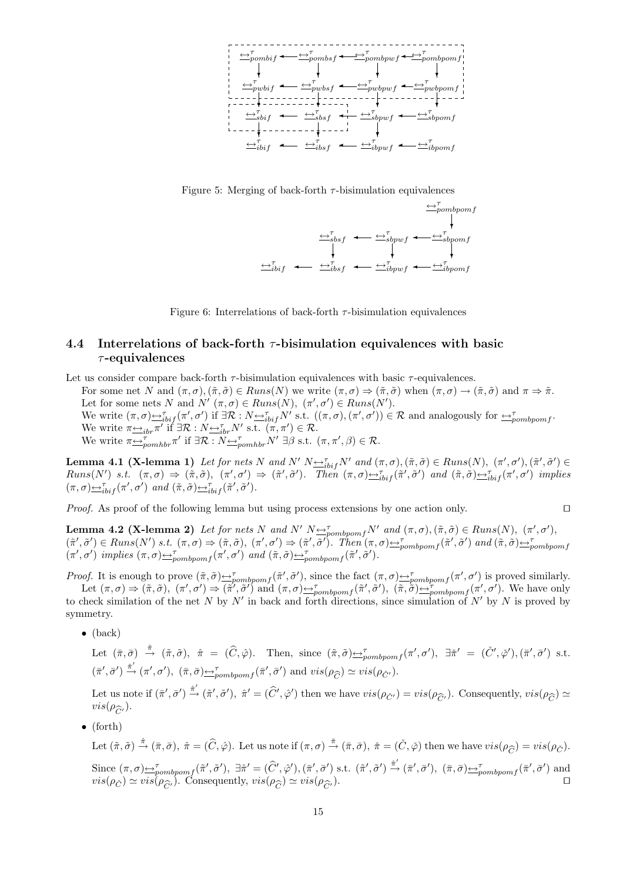Figure 5: Merging of back-forth $\tau$-bisimulation equivalences

Figure 6: Interrelations of back-forth $\tau$-bisimulation equivalences

### 4.4 Interrelations of back-forth $\tau$-bisimulation equivalences with basic $\tau$-equivalences

Let us consider compare back-forth $\tau$-bisimulation equivalences with basic $\tau$-equivalences.

For some net $N$ and $(\pi,\sigma),(\tilde{\pi},\tilde{\sigma}) \in Runs(N)$ we write $(\pi,\sigma) \Rightarrow (\tilde{\pi},\tilde{\sigma})$ when $(\pi,\sigma) \rightarrow (\tilde{\pi},\tilde{\sigma})$ and $\pi \Rightarrow \tilde{\pi}$.

Let for some nets $N$ and $N'$ $(\pi,\sigma) \in Runs(N)$, $(\pi',\sigma') \in Runs(N')$.

We write $(\pi,\sigma) \underline{\leftrightarrow}^{\tau}_{ibif} (\pi',\sigma')$ if $\exists \mathcal{R} : N \underline{\leftrightarrow}^{\tau}_{ibif} N'$ s.t. $((\pi,\sigma),(\pi',\sigma')) \in \mathcal{R}$ and analogously for $\underline{\leftrightarrow}^{\tau}_{pombpomf}$.

We write $\pi \underline{\leftrightarrow}_{ibr} \pi'$ if $\exists \mathcal{R} : N \underline{\leftrightarrow}^{\tau}_{ibr} N'$ s.t. $(\pi,\pi') \in \mathcal{R}$.

We write $\pi \underline{\leftrightarrow}^{\tau}_{pomhbr} \pi'$ if $\exists \mathcal{R} : N \underline{\leftrightarrow}^{\tau}_{pomhbr} N'$ $\exists \beta$ s.t. $(\pi,\pi',\beta) \in \mathcal{R}$.

**Lemma 4.1 (X-lemma 1)** *Let for nets $N$ and $N'$ $N \underline{\leftrightarrow}^{\tau}_{ibif} N'$ and $(\pi,\sigma),(\tilde{\pi},\tilde{\sigma}) \in Runs(N)$, $(\pi',\sigma'),(\tilde{\pi}',\tilde{\sigma}') \in Runs(N')$ s.t. $(\pi,\sigma) \Rightarrow (\tilde{\pi},\tilde{\sigma})$, $(\pi',\sigma') \Rightarrow (\tilde{\pi}',\tilde{\sigma}')$. Then $(\pi,\sigma) \underline{\leftrightarrow}^{\tau}_{ibif} (\tilde{\pi}',\tilde{\sigma}')$ and $(\tilde{\pi},\tilde{\sigma}) \underline{\leftrightarrow}^{\tau}_{ibif} (\pi',\sigma')$ implies $(\pi,\sigma) \underline{\leftrightarrow}^{\tau}_{ibif} (\pi',\sigma')$ and $(\tilde{\pi},\tilde{\sigma}) \underline{\leftrightarrow}^{\tau}_{ibif} (\tilde{\pi}',\tilde{\sigma}')$.*

*Proof.* As proof of the following lemma but using process extensions by one action only. ⊔⊓

**Lemma 4.2 (X-lemma 2)** *Let for nets $N$ and $N'$ $N \underline{\leftrightarrow}^{\tau}_{pombpomf} N'$ and $(\pi,\sigma),(\tilde{\pi},\tilde{\sigma}) \in Runs(N)$, $(\pi',\sigma')$, $(\tilde{\pi}',\tilde{\sigma}') \in Runs(N')$ s.t. $(\pi,\sigma) \Rightarrow (\tilde{\pi},\tilde{\sigma})$, $(\pi',\sigma') \Rightarrow (\tilde{\pi}',\tilde{\sigma}')$. Then $(\pi,\sigma) \underline{\leftrightarrow}^{\tau}_{pombpomf} (\tilde{\pi}',\tilde{\sigma}')$ and $(\tilde{\pi},\tilde{\sigma}) \underline{\leftrightarrow}^{\tau}_{pombpomf} (\pi',\sigma')$ implies $(\pi,\sigma) \underline{\leftrightarrow}^{\tau}_{pombpomf} (\pi',\sigma')$ and $(\tilde{\pi},\tilde{\sigma}) \underline{\leftrightarrow}^{\tau}_{pombpomf} (\tilde{\pi}',\tilde{\sigma}')$.*

*Proof.* It is enough to prove $(\tilde{\pi},\tilde{\sigma}) \underline{\leftrightarrow}^{\tau}_{pombpomf} (\tilde{\pi}',\tilde{\sigma}')$, since the fact $(\pi,\sigma) \underline{\leftrightarrow}^{\tau}_{pombpomf} (\pi',\sigma')$ is proved similarly.

Let $(\pi,\sigma) \Rightarrow (\tilde{\pi},\tilde{\sigma})$, $(\pi',\sigma') \Rightarrow (\tilde{\pi}',\tilde{\sigma}')$ and $(\pi,\sigma) \underline{\leftrightarrow}^{\tau}_{pombpomf} (\tilde{\pi}',\tilde{\sigma}')$, $(\tilde{\pi},\tilde{\sigma}) \underline{\leftrightarrow}^{\tau}_{pombpomf} (\pi',\sigma')$. We have only to check similation of the net $N$ by $N'$ in back and forth directions, since simulation of $N'$ by $N$ is proved by symmetry.

- (back)

  Let $(\bar{\pi},\bar{\sigma}) \stackrel{\hat{\pi}}{\rightarrow} (\tilde{\pi},\tilde{\sigma})$, $\hat{\pi} = (\widehat{C},\hat{\varphi})$. Then, since $(\tilde{\pi},\tilde{\sigma}) \underline{\leftrightarrow}^{\tau}_{pombpomf} (\pi',\sigma')$, $\exists \check{\pi}' = (\check{C}',\check{\varphi}'),(\bar{\pi}',\bar{\sigma}')$ s.t. $(\bar{\pi}',\bar{\sigma}') \stackrel{\check{\pi}'}{\rightarrow} (\pi',\sigma')$, $(\bar{\pi},\bar{\sigma}) \underline{\leftrightarrow}^{\tau}_{pombpomf} (\bar{\pi}',\bar{\sigma}')$ and $vis(\rho_{\widehat{C}}) \simeq vis(\rho_{\check{C}'})$.

  Let us note if $(\bar{\pi}',\bar{\sigma}') \stackrel{\hat{\pi}'}{\rightarrow} (\tilde{\pi}',\tilde{\sigma}')$, $\hat{\pi}' = (\widehat{C}',\hat{\varphi}')$ then we have $vis(\rho_{\check{C}'}) = vis(\rho_{\widehat{C}'})$. Consequently, $vis(\rho_{\widehat{C}}) \simeq vis(\rho_{\widehat{C}'})$.

- (forth)

  Let $(\tilde{\pi},\tilde{\sigma}) \stackrel{\hat{\pi}}{\rightarrow} (\bar{\pi},\bar{\sigma})$, $\hat{\pi} = (\widehat{C},\hat{\varphi})$. Let us note if $(\pi,\sigma) \stackrel{\check{\pi}}{\rightarrow} (\bar{\pi},\bar{\sigma})$, $\check{\pi} = (\check{C},\check{\varphi})$ then we have $vis(\rho_{\widehat{C}}) = vis(\rho_{\check{C}})$.

  Since $(\pi,\sigma) \underline{\leftrightarrow}^{\tau}_{pombpomf} (\tilde{\pi}',\tilde{\sigma}')$, $\exists \hat{\pi}' = (\widehat{C}',\hat{\varphi}'),(\bar{\pi}',\bar{\sigma}')$ s.t. $(\tilde{\pi}',\tilde{\sigma}') \stackrel{\hat{\pi}'}{\rightarrow} (\bar{\pi}',\bar{\sigma}')$, $(\bar{\pi},\bar{\sigma}) \underline{\leftrightarrow}^{\tau}_{pombpomf} (\bar{\pi}',\bar{\sigma}')$ and $vis(\rho_{\check{C}}) \simeq vis(\rho_{\widehat{C}'})$. Consequently, $vis(\rho_{\widehat{C}}) \simeq vis(\rho_{\widehat{C}'})$. ⊔⊓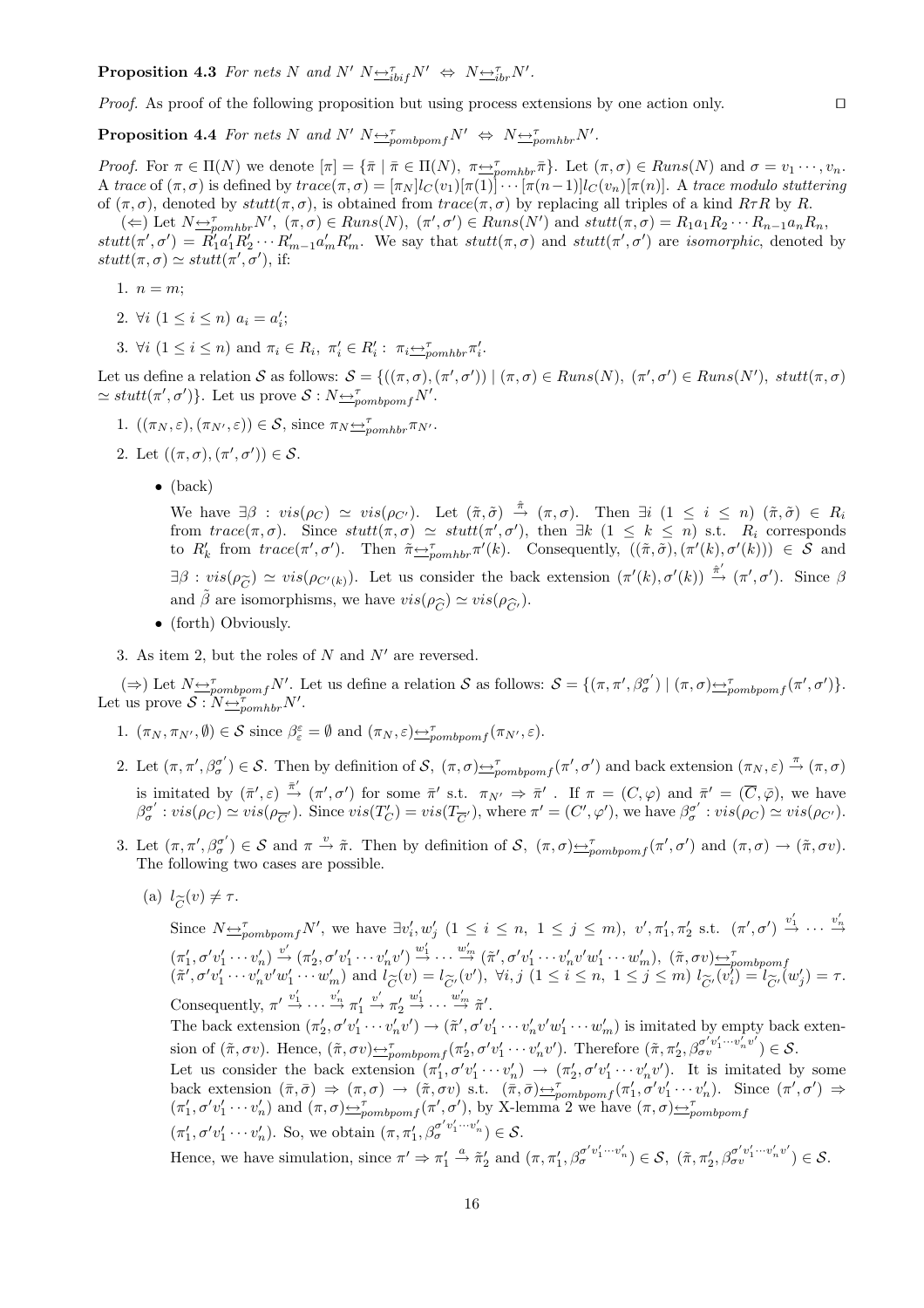**Proposition 4.3** *For nets $N$ and $N'$ $N\underline{\leftrightarrow}^{\tau}_{ibif}N' \;\Leftrightarrow\; N\underline{\leftrightarrow}^{\tau}_{ibr}N'$.*

*Proof.* As proof of the following proposition but using process extensions by one action only. ◻

**Proposition 4.4** *For nets $N$ and $N'$ $N\underline{\leftrightarrow}^{\tau}_{pombpomf}N' \;\Leftrightarrow\; N\underline{\leftrightarrow}^{\tau}_{pomhbr}N'$.*

*Proof.* For $\pi \in \Pi(N)$ we denote $[\pi] = \{\bar{\pi} \mid \bar{\pi} \in \Pi(N),\ \pi\underline{\leftrightarrow}^{\tau}_{pomhbr}\bar{\pi}\}$. Let $(\pi, \sigma) \in Runs(N)$ and $\sigma = v_1 \cdots, v_n$. A *trace* of $(\pi, \sigma)$ is defined by $trace(\pi, \sigma) = [\pi_N]l_C(v_1)[\pi(1)] \cdots [\pi(n-1)]l_C(v_n)[\pi(n)]$. A *trace modulo stuttering* of $(\pi, \sigma)$, denoted by $stutt(\pi, \sigma)$, is obtained from $trace(\pi, \sigma)$ by replacing all triples of a kind $R\tau R$ by $R$.

($\Leftarrow$) Let $N\underline{\leftrightarrow}^{\tau}_{pomhbr}N'$, $(\pi, \sigma) \in Runs(N)$, $(\pi', \sigma') \in Runs(N')$ and $stutt(\pi, \sigma) = R_1 a_1 R_2 \cdots R_{n-1} a_n R_n$, $stutt(\pi', \sigma') = R'_1 a'_1 R'_2 \cdots R'_{m-1} a'_m R'_m$. We say that $stutt(\pi, \sigma)$ and $stutt(\pi', \sigma')$ are *isomorphic*, denoted by $stutt(\pi, \sigma) \simeq stutt(\pi', \sigma')$, if:

1. $n = m$;
2. $\forall i\ (1 \le i \le n)\ a_i = a'_i$;
3. $\forall i\ (1 \le i \le n)$ and $\pi_i \in R_i,\ \pi'_i \in R'_i:\ \pi_i\underline{\leftrightarrow}^{\tau}_{pomhbr}\pi'_i$.

Let us define a relation $\mathcal{S}$ as follows: $\mathcal{S} = \{((\pi, \sigma), (\pi', \sigma')) \mid (\pi, \sigma) \in Runs(N),\ (\pi', \sigma') \in Runs(N'),\ stutt(\pi, \sigma) \simeq stutt(\pi', \sigma')\}$. Let us prove $\mathcal{S} : N\underline{\leftrightarrow}^{\tau}_{pombpomf}N'$.

1. $((\pi_N, \varepsilon), (\pi_{N'}, \varepsilon)) \in \mathcal{S}$, since $\pi_N\underline{\leftrightarrow}^{\tau}_{pomhbr}\pi_{N'}$.
2. Let $((\pi, \sigma), (\pi', \sigma')) \in \mathcal{S}$.
   - (back)

     We have $\exists \beta : vis(\rho_C) \simeq vis(\rho_{C'})$. Let $(\tilde{\pi}, \tilde{\sigma}) \xrightarrow{\hat{\pi}} (\pi, \sigma)$. Then $\exists i\ (1 \le i \le n)\ (\tilde{\pi}, \tilde{\sigma}) \in R_i$ from $trace(\pi, \sigma)$. Since $stutt(\pi, \sigma) \simeq stutt(\pi', \sigma')$, then $\exists k\ (1 \le k \le n)$ s.t. $R_i$ corresponds to $R'_k$ from $trace(\pi', \sigma')$. Then $\tilde{\pi}\underline{\leftrightarrow}^{\tau}_{pomhbr}\pi'(k)$. Consequently, $((\tilde{\pi}, \tilde{\sigma}), (\pi'(k), \sigma'(k))) \in \mathcal{S}$ and $\exists \beta : vis(\rho_{\widetilde{C}}) \simeq vis(\rho_{C'(k)})$. Let us consider the back extension $(\pi'(k), \sigma'(k)) \xrightarrow{\hat{\pi}'} (\pi', \sigma')$. Since $\beta$ and $\tilde{\beta}$ are isomorphisms, we have $vis(\rho_{\widehat{C}}) \simeq vis(\rho_{\widehat{C}'})$.
   - (forth) Obviously.
3. As item 2, but the roles of $N$ and $N'$ are reversed.

($\Rightarrow$) Let $N\underline{\leftrightarrow}^{\tau}_{pombpomf}N'$. Let us define a relation $\mathcal{S}$ as follows: $\mathcal{S} = \{(\pi, \pi', \beta^{\sigma'}_{\sigma}) \mid (\pi, \sigma)\underline{\leftrightarrow}^{\tau}_{pombpomf}(\pi', \sigma')\}$. Let us prove $\mathcal{S} : N\underline{\leftrightarrow}^{\tau}_{pomhbr}N'$.

1. $(\pi_N, \pi_{N'}, \emptyset) \in \mathcal{S}$ since $\beta^{\varepsilon}_{\varepsilon} = \emptyset$ and $(\pi_N, \varepsilon)\underline{\leftrightarrow}^{\tau}_{pombpomf}(\pi_{N'}, \varepsilon)$.
2. Let $(\pi, \pi', \beta^{\sigma'}_{\sigma}) \in \mathcal{S}$. Then by definition of $\mathcal{S}$, $(\pi, \sigma)\underline{\leftrightarrow}^{\tau}_{pombpomf}(\pi', \sigma')$ and back extension $(\pi_N, \varepsilon) \xrightarrow{\pi} (\pi, \sigma)$ is imitated by $(\bar{\pi}', \varepsilon) \xrightarrow{\bar{\pi}'} (\pi', \sigma')$ for some $\bar{\pi}'$ s.t. $\pi_{N'} \Rightarrow \bar{\pi}'$. If $\pi = (C, \varphi)$ and $\bar{\pi}' = (\overline{C}, \bar{\varphi})$, we have $\beta^{\sigma'}_{\sigma} : vis(\rho_C) \simeq vis(\rho_{\overline{C}'})$. Since $vis(T'_C) = vis(T_{\overline{C}'})$, where $\pi' = (C', \varphi')$, we have $\beta^{\sigma'}_{\sigma} : vis(\rho_C) \simeq vis(\rho_{C'})$.
3. Let $(\pi, \pi', \beta^{\sigma'}_{\sigma}) \in \mathcal{S}$ and $\pi \xrightarrow{v} \tilde{\pi}$. Then by definition of $\mathcal{S}$, $(\pi, \sigma)\underline{\leftrightarrow}^{\tau}_{pombpomf}(\pi', \sigma')$ and $(\pi, \sigma) \to (\tilde{\pi}, \sigma v)$. The following two cases are possible.

   (a) $l_{\widetilde{C}}(v) \ne \tau$.

   Since $N\underline{\leftrightarrow}^{\tau}_{pombpomf}N'$, we have $\exists v'_i, w'_j\ (1 \le i \le n,\ 1 \le j \le m),\ v', \pi'_1, \pi'_2$ s.t. $(\pi', \sigma') \xrightarrow{v'_1} \cdots \xrightarrow{v'_n} (\pi'_1, \sigma' v'_1 \cdots v'_n) \xrightarrow{v'} (\pi'_2, \sigma' v'_1 \cdots v'_n v') \xrightarrow{w'_1} \cdots \xrightarrow{w'_m} (\tilde{\pi}', \sigma' v'_1 \cdots v'_n v' w'_1 \cdots w'_m)$, $(\tilde{\pi}, \sigma v)\underline{\leftrightarrow}^{\tau}_{pombpomf} (\tilde{\pi}', \sigma' v'_1 \cdots v'_n v' w'_1 \cdots w'_m)$ and $l_{\widetilde{C}}(v) = l_{\widetilde{C}'}(v'),\ \forall i, j\ (1 \le i \le n,\ 1 \le j \le m)\ l_{\widetilde{C}'}(v'_i) = l_{\widetilde{C}'}(w'_j) = \tau$. Consequently, $\pi' \xrightarrow{v'_1} \cdots \xrightarrow{v'_n} \pi'_1 \xrightarrow{v'} \pi'_2 \xrightarrow{w'_1} \cdots \xrightarrow{w'_m} \tilde{\pi}'$.

   The back extension $(\pi'_2, \sigma' v'_1 \cdots v'_n v') \to (\tilde{\pi}', \sigma' v'_1 \cdots v'_n v' w'_1 \cdots w'_m)$ is imitated by empty back extension of $(\tilde{\pi}, \sigma v)$. Hence, $(\tilde{\pi}, \sigma v)\underline{\leftrightarrow}^{\tau}_{pombpomf}(\pi'_2, \sigma' v'_1 \cdots v'_n v')$. Therefore $(\tilde{\pi}, \pi'_2, \beta^{\sigma' v'_1 \cdots v'_n v'}_{\sigma v}) \in \mathcal{S}$.

   Let us consider the back extension $(\pi'_1, \sigma' v'_1 \cdots v'_n) \to (\pi'_2, \sigma' v'_1 \cdots v'_n v')$. It is imitated by some back extension $(\bar{\pi}, \bar{\sigma}) \Rightarrow (\pi, \sigma) \to (\tilde{\pi}, \sigma v)$ s.t. $(\bar{\pi}, \bar{\sigma})\underline{\leftrightarrow}^{\tau}_{pombpomf}(\pi'_1, \sigma' v'_1 \cdots v'_n)$. Since $(\pi', \sigma') \Rightarrow (\pi'_1, \sigma' v'_1 \cdots v'_n)$ and $(\pi, \sigma)\underline{\leftrightarrow}^{\tau}_{pombpomf}(\pi', \sigma')$, by X-lemma 2 we have $(\pi, \sigma)\underline{\leftrightarrow}^{\tau}_{pombpomf} (\pi'_1, \sigma' v'_1 \cdots v'_n)$. So, we obtain $(\pi, \pi'_1, \beta^{\sigma' v'_1 \cdots v'_n}_{\sigma}) \in \mathcal{S}$.

   Hence, we have simulation, since $\pi' \Rightarrow \pi'_1 \xrightarrow{a} \tilde{\pi}'_2$ and $(\pi, \pi'_1, \beta^{\sigma' v'_1 \cdots v'_n}_{\sigma}) \in \mathcal{S},\ (\tilde{\pi}, \pi'_2, \beta^{\sigma' v'_1 \cdots v'_n v'}_{\sigma v}) \in \mathcal{S}$.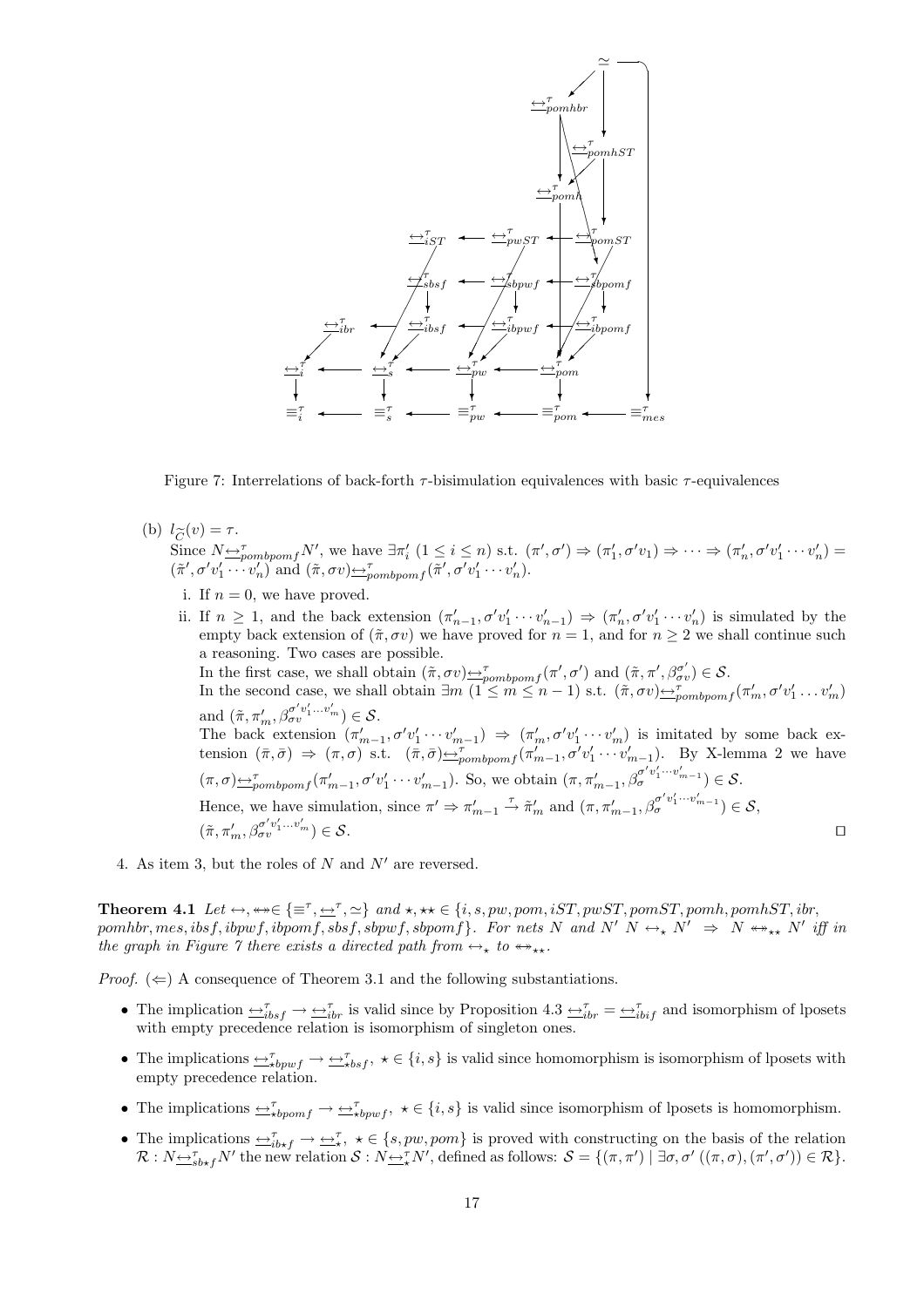Figure 7: Interrelations of back-forth $\tau$-bisimulation equivalences with basic $\tau$-equivalences

(b) $l_{\widetilde{C}}(v) = \tau$.
Since $N \underline{\leftrightarrow}^{\tau}_{pombpomf} N'$, we have $\exists \pi'_i \ (1 \leq i \leq n)$ s.t. $(\pi', \sigma') \Rightarrow (\pi'_1, \sigma' v_1) \Rightarrow \cdots \Rightarrow (\pi'_n, \sigma' v'_1 \cdots v'_n) = (\tilde{\pi}', \sigma' v'_1 \cdots v'_n)$ and $(\tilde{\pi}, \sigma v) \underline{\leftrightarrow}^{\tau}_{pombpomf} (\tilde{\pi}', \sigma' v'_1 \cdots v'_n)$.

i. If $n = 0$, we have proved.

ii. If $n \geq 1$, and the back extension $(\pi'_{n-1}, \sigma' v'_1 \cdots v'_{n-1}) \Rightarrow (\pi'_n, \sigma' v'_1 \cdots v'_n)$ is simulated by the empty back extension of $(\tilde{\pi}, \sigma v)$ we have proved for $n = 1$, and for $n \geq 2$ we shall continue such a reasoning. Two cases are possible.
In the first case, we shall obtain $(\tilde{\pi}, \sigma v) \underline{\leftrightarrow}^{\tau}_{pombpomf} (\pi', \sigma')$ and $(\tilde{\pi}, \pi', \beta^{\sigma'}_{\sigma v}) \in \mathcal{S}$.
In the second case, we shall obtain $\exists m \ (1 \leq m \leq n-1)$ s.t. $(\tilde{\pi}, \sigma v) \underline{\leftrightarrow}^{\tau}_{pombpomf} (\pi'_m, \sigma' v'_1 \ldots v'_m)$ and $(\tilde{\pi}, \pi'_m, \beta^{\sigma' v'_1 \ldots v'_m}_{\sigma v}) \in \mathcal{S}$.
The back extension $(\pi'_{m-1}, \sigma' v'_1 \cdots v'_{m-1}) \Rightarrow (\pi'_m, \sigma' v'_1 \cdots v'_m)$ is imitated by some back extension $(\tilde{\pi}, \bar{\sigma}) \Rightarrow (\pi, \sigma)$ s.t. $(\tilde{\pi}, \bar{\sigma}) \underline{\leftrightarrow}^{\tau}_{pombpomf} (\pi'_{m-1}, \sigma' v'_1 \cdots v'_{m-1})$. By X-lemma 2 we have $(\pi, \sigma) \underline{\leftrightarrow}^{\tau}_{pombpomf} (\pi'_{m-1}, \sigma' v'_1 \cdots v'_{m-1})$. So, we obtain $(\pi, \pi'_{m-1}, \beta^{\sigma' v'_1 \cdots v'_{m-1}}_{\sigma}) \in \mathcal{S}$.
Hence, we have simulation, since $\pi' \Rightarrow \pi'_{m-1} \xrightarrow{\tau} \tilde{\pi}'_m$ and $(\pi, \pi'_{m-1}, \beta^{\sigma' v'_1 \cdots v'_{m-1}}_{\sigma}) \in \mathcal{S}$, $(\tilde{\pi}, \pi'_m, \beta^{\sigma' v'_1 \ldots v'_m}_{\sigma v}) \in \mathcal{S}$. $\square$

4. As item 3, but the roles of $N$ and $N'$ are reversed.

**Theorem 4.1** *Let $\leftrightarrow, \leftrightarrow\!\!\!\!\leftrightarrow \in \{\equiv^{\tau}, \underline{\leftrightarrow}^{\tau}, \simeq\}$ and $\star, \star\star \in \{i, s, pw, pom, iST, pwST, pomST, pomh, pomhST, ibr, pomhbr, mes, ibsf, ibpwf, ibpomf, sbsf, sbpwf, sbpomf\}$. For nets $N$ and $N'$ $N \leftrightarrow_{\star} N' \ \Rightarrow \ N \leftrightarrow\!\!\!\!\leftrightarrow_{\star\star} N'$ iff in the graph in Figure 7 there exists a directed path from $\leftrightarrow_{\star}$ to $\leftrightarrow\!\!\!\!\leftrightarrow_{\star\star}$.*

*Proof.* $(\Leftarrow)$ A consequence of Theorem 3.1 and the following substantiations.

- The implication $\underline{\leftrightarrow}^{\tau}_{ibsf} \rightarrow \underline{\leftrightarrow}^{\tau}_{ibr}$ is valid since by Proposition 4.3 $\underline{\leftrightarrow}^{\tau}_{ibr} = \underline{\leftrightarrow}^{\tau}_{ibif}$ and isomorphism of lposets with empty precedence relation is isomorphism of singleton ones.
- The implications $\underline{\leftrightarrow}^{\tau}_{\star bpwf} \rightarrow \underline{\leftrightarrow}^{\tau}_{\star bsf}$, $\star \in \{i, s\}$ is valid since homomorphism is isomorphism of lposets with empty precedence relation.
- The implications $\underline{\leftrightarrow}^{\tau}_{\star bpomf} \rightarrow \underline{\leftrightarrow}^{\tau}_{\star bpwf}$, $\star \in \{i, s\}$ is valid since isomorphism of lposets is homomorphism.
- The implications $\underline{\leftrightarrow}^{\tau}_{ib\star f} \rightarrow \underline{\leftrightarrow}^{\tau}_{\star}$, $\star \in \{s, pw, pom\}$ is proved with constructing on the basis of the relation $\mathcal{R} : N \underline{\leftrightarrow}^{\tau}_{sb\star f} N'$ the new relation $\mathcal{S} : N \underline{\leftrightarrow}^{\tau}_{\star} N'$, defined as follows: $\mathcal{S} = \{(\pi, \pi') \mid \exists \sigma, \sigma' \ ((\pi, \sigma), (\pi', \sigma')) \in \mathcal{R}\}$.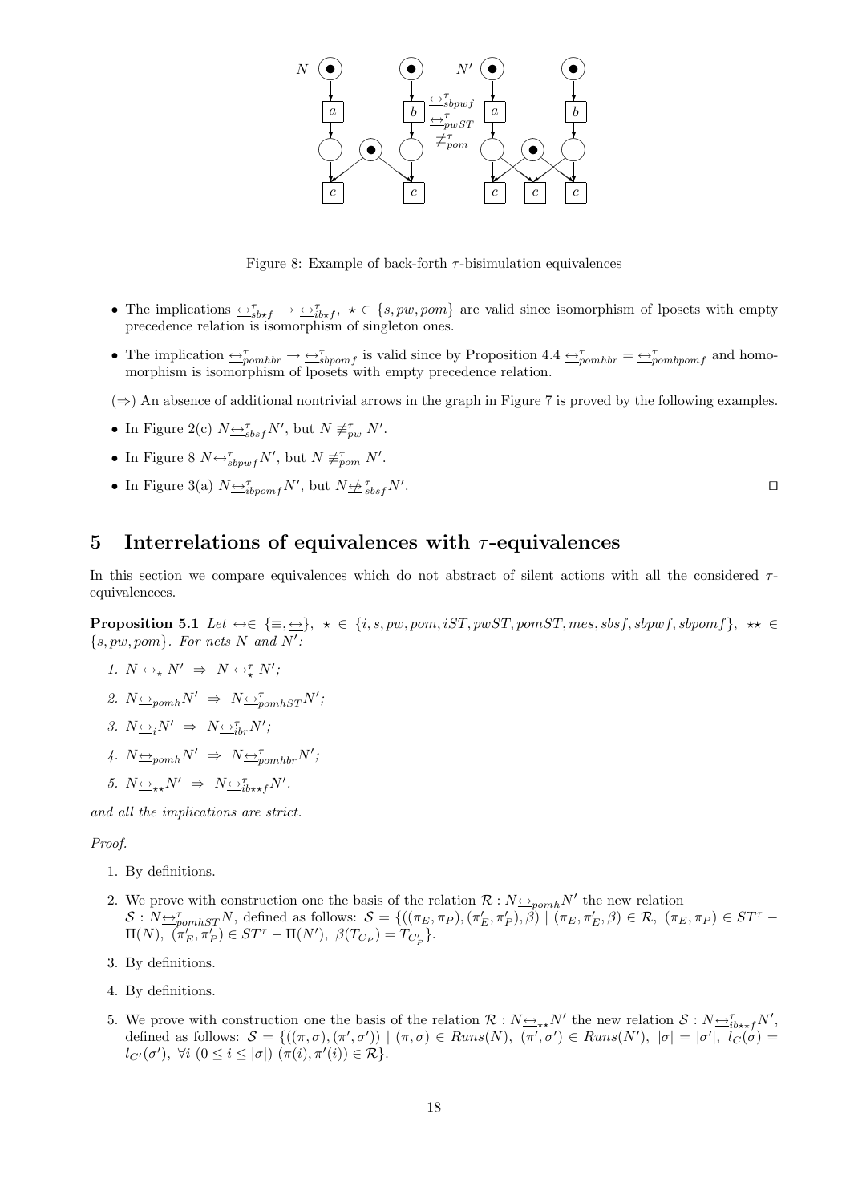Figure 8: Example of back-forth $\tau$-bisimulation equivalences

- The implications $\underline{\leftrightarrow}^{\tau}_{sb\star f} \rightarrow \underline{\leftrightarrow}^{\tau}_{ib\star f}$, $\star \in \{s, pw, pom\}$ are valid since isomorphism of lposets with empty precedence relation is isomorphism of singleton ones.
- The implication $\underline{\leftrightarrow}^{\tau}_{pomhbr} \rightarrow \underline{\leftrightarrow}^{\tau}_{sbpomf}$ is valid since by Proposition 4.4 $\underline{\leftrightarrow}^{\tau}_{pomhbr} = \underline{\leftrightarrow}^{\tau}_{pombpomf}$ and homomorphism is isomorphism of lposets with empty precedence relation.

($\Rightarrow$) An absence of additional nontrivial arrows in the graph in Figure 7 is proved by the following examples.

- In Figure 2(c) $N \underline{\leftrightarrow}^{\tau}_{sbsf} N'$, but $N \not\equiv^{\tau}_{pw} N'$.
- In Figure 8 $N \underline{\leftrightarrow}^{\tau}_{sbpwf} N'$, but $N \not\equiv^{\tau}_{pom} N'$.
- In Figure 3(a) $N \underline{\leftrightarrow}^{\tau}_{ibpomf} N'$, but $N \underline{\not\leftrightarrow}^{\tau}_{sbsf} N'$. □

## 5 Interrelations of equivalences with $\tau$-equivalences

In this section we compare equivalences which do not abstract of silent actions with all the considered $\tau$-equivalencees.

**Proposition 5.1** *Let* $\leftrightarrow \in \{\equiv, \underline{\leftrightarrow}\}$, $\star \in \{i, s, pw, pom, iST, pwST, pomST, mes, sbsf, sbpwf, sbpomf\}$, $\star\star \in \{s, pw, pom\}$. *For nets* $N$ *and* $N'$*:*

1. $N \leftrightarrow_{\star} N' \;\Rightarrow\; N \leftrightarrow^{\tau}_{\star} N'$;
2. $N \underline{\leftrightarrow}_{pomh} N' \;\Rightarrow\; N \underline{\leftrightarrow}^{\tau}_{pomhST} N'$;
3. $N \underline{\leftrightarrow}_{i} N' \;\Rightarrow\; N \underline{\leftrightarrow}^{\tau}_{ibr} N'$;
4. $N \underline{\leftrightarrow}_{pomh} N' \;\Rightarrow\; N \underline{\leftrightarrow}^{\tau}_{pomhbr} N'$;
5. $N \underline{\leftrightarrow}_{\star\star} N' \;\Rightarrow\; N \underline{\leftrightarrow}^{\tau}_{ib\star\star f} N'$.

*and all the implications are strict.*

*Proof.*

1. By definitions.
2. We prove with construction one the basis of the relation $\mathcal{R} : N \underline{\leftrightarrow}_{pomh} N'$ the new relation $\mathcal{S} : N \underline{\leftrightarrow}^{\tau}_{pomhST} N$, defined as follows: $\mathcal{S} = \{((\pi_E, \pi_P), (\pi'_E, \pi'_P), \beta) \mid (\pi_E, \pi'_E, \beta) \in \mathcal{R},\ (\pi_E, \pi_P) \in ST^{\tau} - \Pi(N),\ (\pi'_E, \pi'_P) \in ST^{\tau} - \Pi(N'),\ \beta(T_{C_P}) = T_{C'_P}\}$.
3. By definitions.
4. By definitions.
5. We prove with construction one the basis of the relation $\mathcal{R} : N \underline{\leftrightarrow}_{\star\star} N'$ the new relation $\mathcal{S} : N \underline{\leftrightarrow}^{\tau}_{ib\star\star f} N'$, defined as follows: $\mathcal{S} = \{((\pi, \sigma), (\pi', \sigma')) \mid (\pi, \sigma) \in Runs(N),\ (\pi', \sigma') \in Runs(N'),\ |\sigma| = |\sigma'|,\ l_C(\sigma) = l_{C'}(\sigma'),\ \forall i\ (0 \leq i \leq |\sigma|)\ (\pi(i), \pi'(i)) \in \mathcal{R}\}$.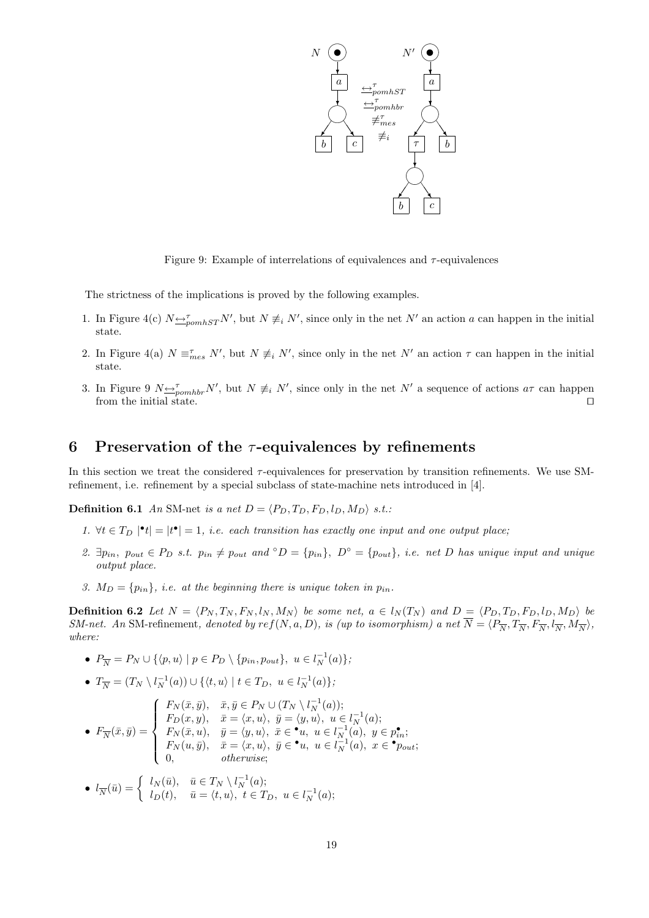Figure 9: Example of interrelations of equivalences and $\tau$-equivalences

The strictness of the implications is proved by the following examples.

1. In Figure 4(c) $N \underline{\leftrightarrow}^{\tau}_{pomhST} N'$, but $N \not\equiv_i N'$, since only in the net $N'$ an action $a$ can happen in the initial state.
2. In Figure 4(a) $N \equiv^{\tau}_{mes} N'$, but $N \not\equiv_i N'$, since only in the net $N'$ an action $\tau$ can happen in the initial state.
3. In Figure 9 $N \underline{\leftrightarrow}^{\tau}_{pomhbr} N'$, but $N \not\equiv_i N'$, since only in the net $N'$ a sequence of actions $a\tau$ can happen from the initial state. □

## 6 Preservation of the $\tau$-equivalences by refinements

In this section we treat the considered $\tau$-equivalences for preservation by transition refinements. We use SM-refinement, i.e. refinement by a special subclass of state-machine nets introduced in [4].

**Definition 6.1** *An* SM-net *is a net $D = \langle P_D, T_D, F_D, l_D, M_D \rangle$ s.t.:*

1. *$\forall t \in T_D \ |{}^{\bullet}t| = |t^{\bullet}| = 1$, i.e. each transition has exactly one input and one output place;*
2. *$\exists p_{in}, \ p_{out} \in P_D$ s.t. $p_{in} \neq p_{out}$ and ${}^{\circ}D = \{p_{in}\}, \ D^{\circ} = \{p_{out}\}$, i.e. net $D$ has unique input and unique output place.*
3. *$M_D = \{p_{in}\}$, i.e. at the beginning there is unique token in $p_{in}$.*

**Definition 6.2** *Let $N = \langle P_N, T_N, F_N, l_N, M_N \rangle$ be some net, $a \in l_N(T_N)$ and $D = \langle P_D, T_D, F_D, l_D, M_D \rangle$ be SM-net. An* SM-refinement*, denoted by $ref(N, a, D)$, is (up to isomorphism) a net $\overline{N} = \langle P_{\overline{N}}, T_{\overline{N}}, F_{\overline{N}}, l_{\overline{N}}, M_{\overline{N}} \rangle$, where:*

- $P_{\overline{N}} = P_N \cup \{\langle p, u \rangle \mid p \in P_D \setminus \{p_{in}, p_{out}\}, \ u \in l_N^{-1}(a)\}$;
- $T_{\overline{N}} = (T_N \setminus l_N^{-1}(a)) \cup \{\langle t, u \rangle \mid t \in T_D, \ u \in l_N^{-1}(a)\}$;
- $F_{\overline{N}}(\bar{x}, \bar{y}) = \begin{cases} F_N(\bar{x}, \bar{y}), & \bar{x}, \bar{y} \in P_N \cup (T_N \setminus l_N^{-1}(a)); \\ F_D(x, y), & \bar{x} = \langle x, u \rangle, \ \bar{y} = \langle y, u \rangle, \ u \in l_N^{-1}(a); \\ F_N(\bar{x}, u), & \bar{y} = \langle y, u \rangle, \ \bar{x} \in {}^{\bullet}u, \ u \in l_N^{-1}(a), \ y \in p_{in}^{\bullet}; \\ F_N(u, \bar{y}), & \bar{x} = \langle x, u \rangle, \ \bar{y} \in {}^{\bullet}u, \ u \in l_N^{-1}(a), \ x \in {}^{\bullet}p_{out}; \\ 0, & otherwise; \end{cases}$
- $l_{\overline{N}}(\bar{u}) = \begin{cases} l_N(\bar{u}), & \bar{u} \in T_N \setminus l_N^{-1}(a); \\ l_D(t), & \bar{u} = \langle t, u \rangle, \ t \in T_D, \ u \in l_N^{-1}(a); \end{cases}$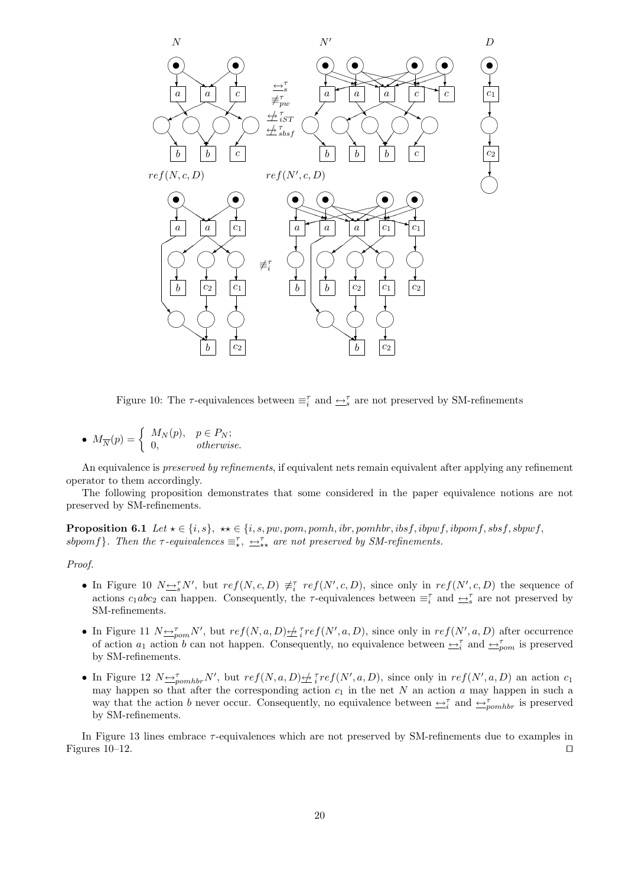Figure 10: The $\tau$-equivalences between $\equiv_i^\tau$ and $\underline{\leftrightarrow}_s^\tau$ are not preserved by SM-refinements

- $M_{\overline{N}}(p) = \begin{cases} M_N(p), & p \in P_N; \\ 0, & \textit{otherwise}. \end{cases}$

An equivalence is *preserved by refinements*, if equivalent nets remain equivalent after applying any refinement operator to them accordingly.

The following proposition demonstrates that some considered in the paper equivalence notions are not preserved by SM-refinements.

**Proposition 6.1** *Let $\star \in \{i, s\}$, $\star\star \in \{i, s, pw, pom, pomh, ibr, pomhbr, ibsf, ibpwf, ibpomf, sbsf, sbpwf, sbpomf\}$. Then the $\tau$-equivalences $\equiv_\star^\tau$, $\underline{\leftrightarrow}_{\star\star}^\tau$ are not preserved by SM-refinements.*

*Proof.*

- In Figure 10 $N \underline{\leftrightarrow}_s^\tau N'$, but $ref(N, c, D) \not\equiv_i^\tau ref(N', c, D)$, since only in $ref(N', c, D)$ the sequence of actions $c_1 a b c_2$ can happen. Consequently, the $\tau$-equivalences between $\equiv_i^\tau$ and $\underline{\leftrightarrow}_s^\tau$ are not preserved by SM-refinements.
- In Figure 11 $N \underline{\leftrightarrow}_{pom}^\tau N'$, but $ref(N, a, D) \underline{\not\leftrightarrow}_i^\tau ref(N', a, D)$, since only in $ref(N', a, D)$ after occurrence of action $a_1$ action $b$ can not happen. Consequently, no equivalence between $\underline{\leftrightarrow}_i^\tau$ and $\underline{\leftrightarrow}_{pom}^\tau$ is preserved by SM-refinements.
- In Figure 12 $N \underline{\leftrightarrow}_{pomhbr}^\tau N'$, but $ref(N, a, D) \underline{\not\leftrightarrow}_i^\tau ref(N', a, D)$, since only in $ref(N', a, D)$ an action $c_1$ may happen so that after the corresponding action $c_1$ in the net $N$ an action $a$ may happen in such a way that the action $b$ never occur. Consequently, no equivalence between $\underline{\leftrightarrow}_i^\tau$ and $\underline{\leftrightarrow}_{pomhbr}^\tau$ is preserved by SM-refinements.

In Figure 13 lines embrace $\tau$-equivalences which are not preserved by SM-refinements due to examples in Figures 10–12. ◻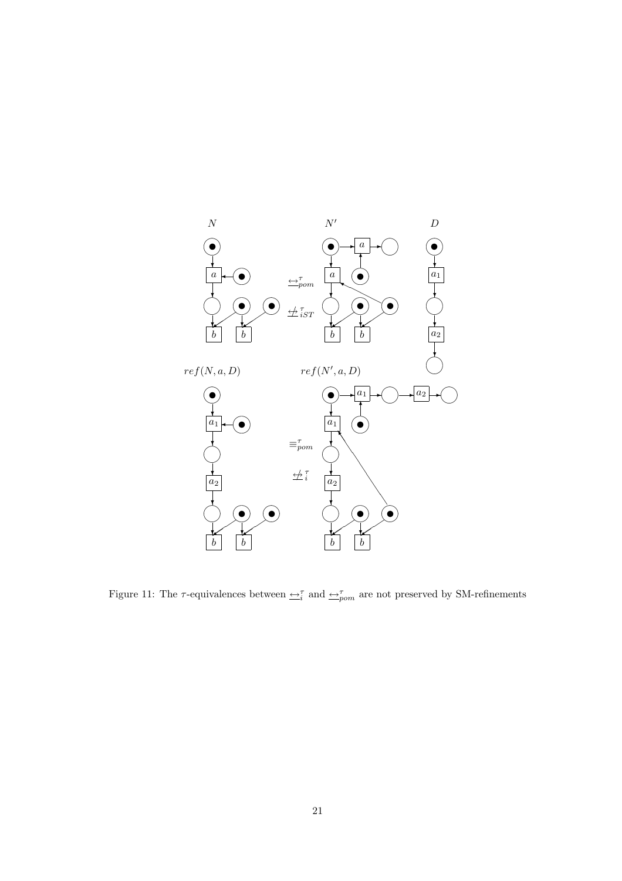Figure 11: The $\tau$-equivalences between $\underline{\leftrightarrow}_i^\tau$ and $\underline{\leftrightarrow}_{pom}^\tau$ are not preserved by SM-refinements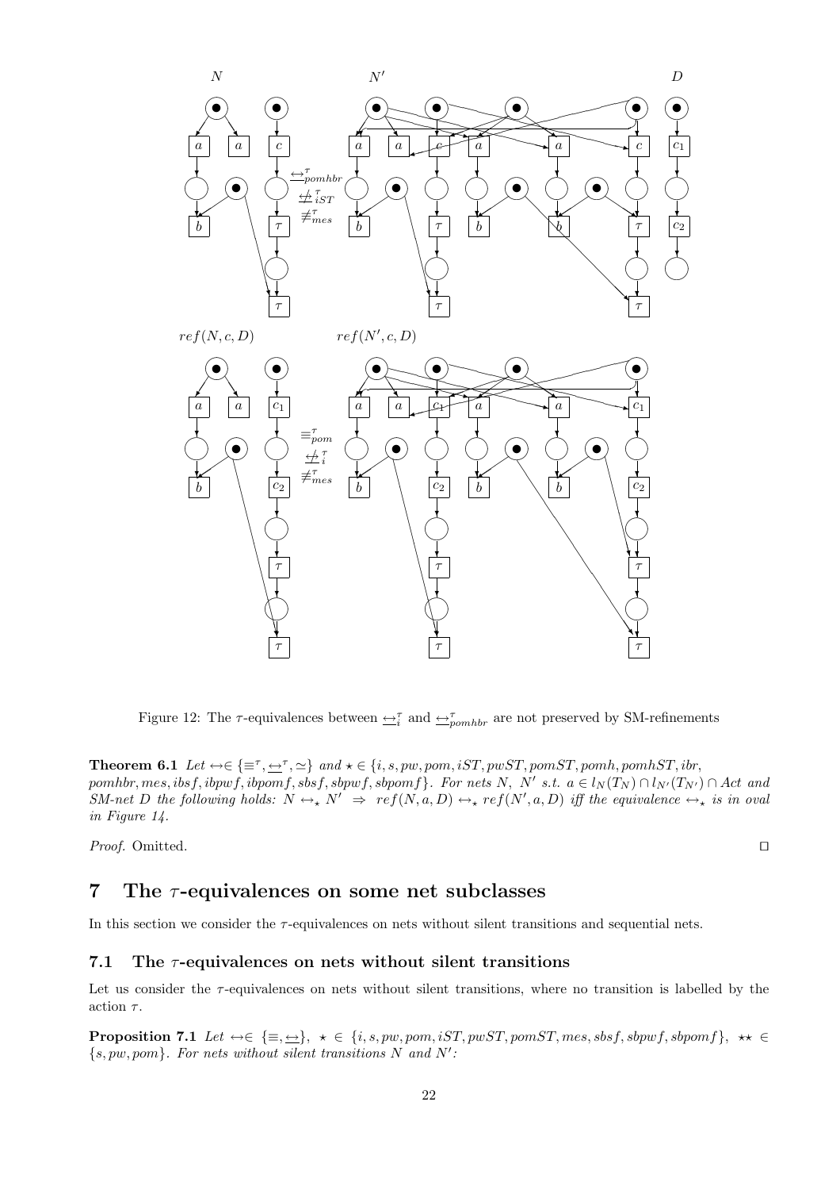Figure 12: The $\tau$-equivalences between $\underline{\leftrightarrow}_i^\tau$ and $\underline{\leftrightarrow}_{pomhbr}^\tau$ are not preserved by SM-refinements

**Theorem 6.1** *Let $\leftrightarrow \in \{\equiv^\tau, \underline{\leftrightarrow}^\tau, \simeq\}$ and $\star \in \{i, s, pw, pom, iST, pwST, pomST, pomh, pomhST, ibr, pomhbr, mes, ibsf, ibpwf, ibpomf, sbsf, sbpwf, sbpomf\}$. For nets $N$, $N'$ s.t. $a \in l_N(T_N) \cap l_{N'}(T_{N'}) \cap Act$ and SM-net $D$ the following holds: $N \leftrightarrow_\star N' \;\Rightarrow\; ref(N, a, D) \leftrightarrow_\star ref(N', a, D)$ iff the equivalence $\leftrightarrow_\star$ is in oval in Figure 14.*

*Proof.* Omitted. □

# 7 The $\tau$-equivalences on some net subclasses

In this section we consider the $\tau$-equivalences on nets without silent transitions and sequential nets.

## 7.1 The $\tau$-equivalences on nets without silent transitions

Let us consider the $\tau$-equivalences on nets without silent transitions, where no transition is labelled by the action $\tau$.

**Proposition 7.1** *Let $\leftrightarrow \in \{\equiv, \underline{\leftrightarrow}\}$, $\star \in \{i, s, pw, pom, iST, pwST, pomST, mes, sbsf, sbpwf, sbpomf\}$, $\star\star \in \{s, pw, pom\}$. For nets without silent transitions $N$ and $N'$:*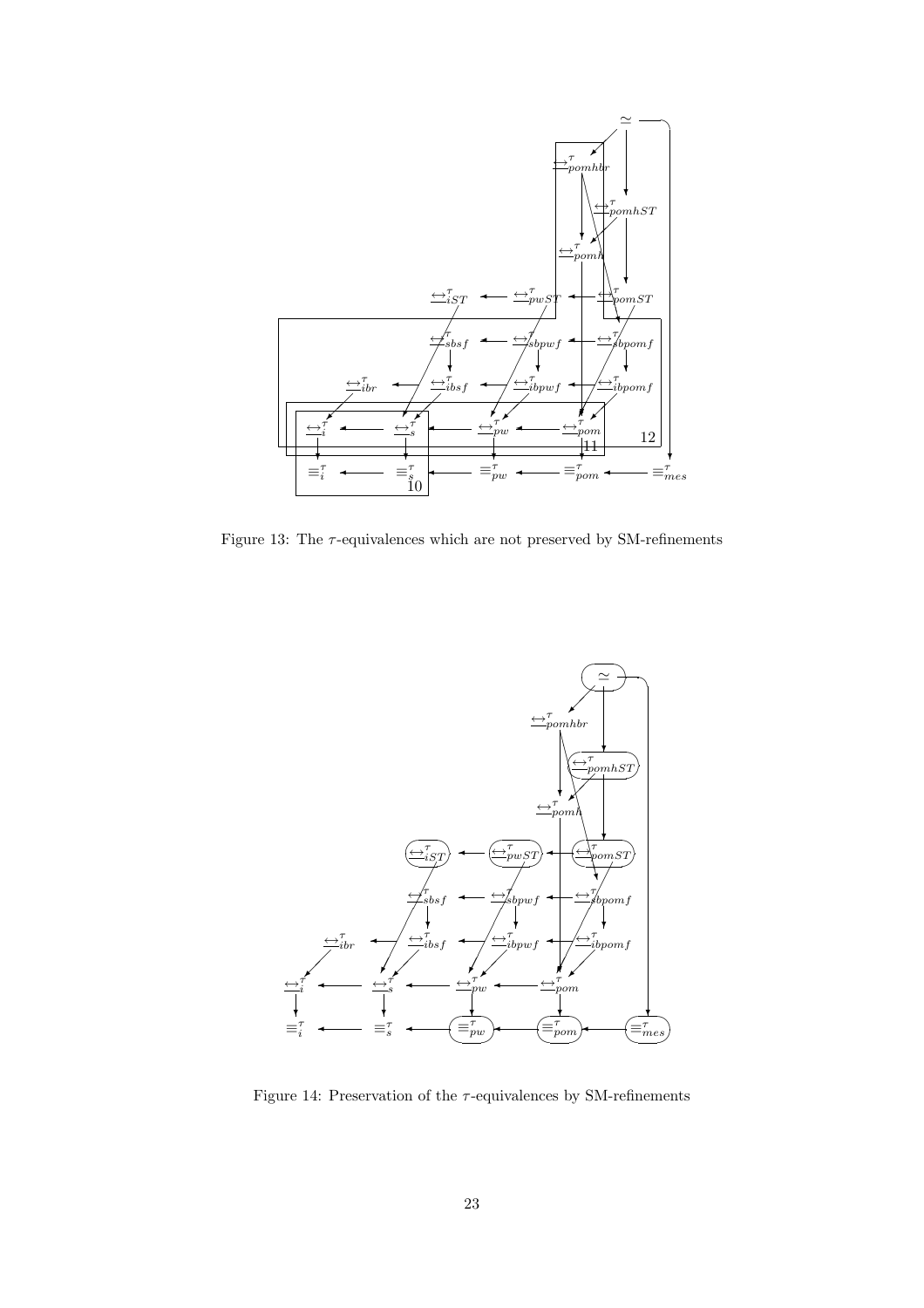Figure 13: The $\tau$-equivalences which are not preserved by SM-refinements

Figure 14: Preservation of the $\tau$-equivalences by SM-refinements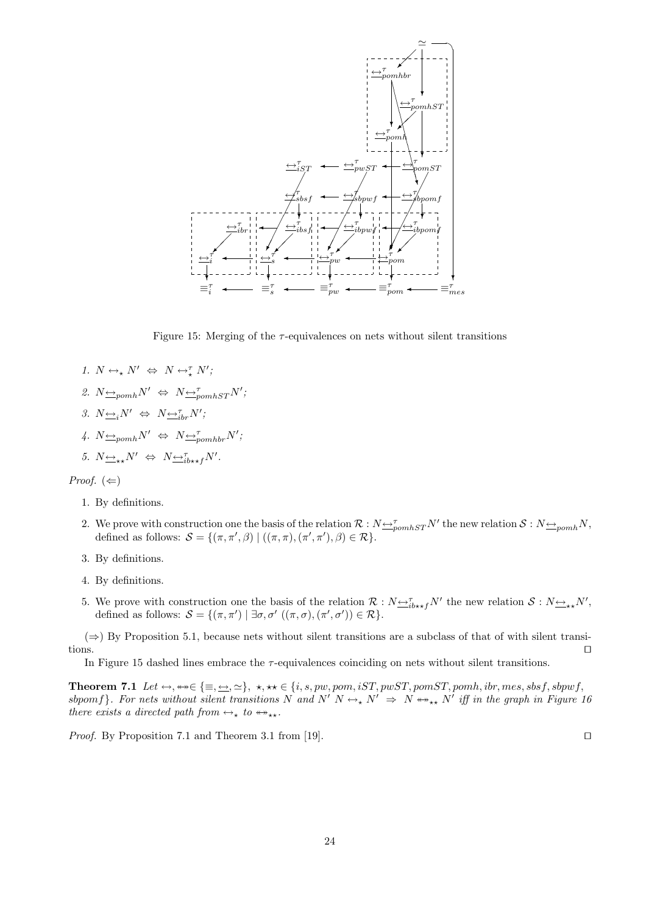Figure 15: Merging of the $\tau$-equivalences on nets without silent transitions

1. $N \leftrightarrow_\star N' \;\Leftrightarrow\; N \leftrightarrow_\star^\tau N'$;
2. $N \underline{\leftrightarrow}_{pomh} N' \;\Leftrightarrow\; N \underline{\leftrightarrow}_{pomhST}^\tau N'$;
3. $N \underline{\leftrightarrow}_i N' \;\Leftrightarrow\; N \underline{\leftrightarrow}_{ibr}^\tau N'$;
4. $N \underline{\leftrightarrow}_{pomh} N' \;\Leftrightarrow\; N \underline{\leftrightarrow}_{pomhbr}^\tau N'$;
5. $N \underline{\leftrightarrow}_{\star\star} N' \;\Leftrightarrow\; N \underline{\leftrightarrow}_{ib\star\star f}^\tau N'$.

*Proof.* ($\Leftarrow$)

1. By definitions.
2. We prove with construction one the basis of the relation $\mathcal{R} : N \underline{\leftrightarrow}_{pomhST}^\tau N'$ the new relation $\mathcal{S} : N \underline{\leftrightarrow}_{pomh} N$, defined as follows: $\mathcal{S} = \{(\pi, \pi', \beta) \mid ((\pi, \pi), (\pi', \pi'), \beta) \in \mathcal{R}\}$.
3. By definitions.
4. By definitions.
5. We prove with construction one the basis of the relation $\mathcal{R} : N \underline{\leftrightarrow}_{ib\star\star f}^\tau N'$ the new relation $\mathcal{S} : N \underline{\leftrightarrow}_{\star\star} N'$, defined as follows: $\mathcal{S} = \{(\pi, \pi') \mid \exists \sigma, \sigma' \; ((\pi, \sigma), (\pi', \sigma')) \in \mathcal{R}\}$.

($\Rightarrow$) By Proposition 5.1, because nets without silent transitions are a subclass of that of with silent transitions. ⊓⊔

In Figure 15 dashed lines embrace the $\tau$-equivalences coinciding on nets without silent transitions.

**Theorem 7.1** *Let* $\leftrightarrow, \twoheadleftarrow\!\!\twoheadrightarrow \in \{\equiv, \underline{\leftrightarrow}, \simeq\}$, $\star, \star\star \in \{i, s, pw, pom, iST, pwST, pomST, pomh, ibr, mes, sbsf, sbpwf, sbpomf\}$. *For nets without silent transitions* $N$ *and* $N'$ $N \leftrightarrow_\star N' \;\Rightarrow\; N \twoheadleftarrow\!\!\twoheadrightarrow_{\star\star} N'$ *iff in the graph in Figure 16 there exists a directed path from* $\leftrightarrow_\star$ *to* $\twoheadleftarrow\!\!\twoheadrightarrow_{\star\star}$.

*Proof.* By Proposition 7.1 and Theorem 3.1 from [19]. ⊓⊔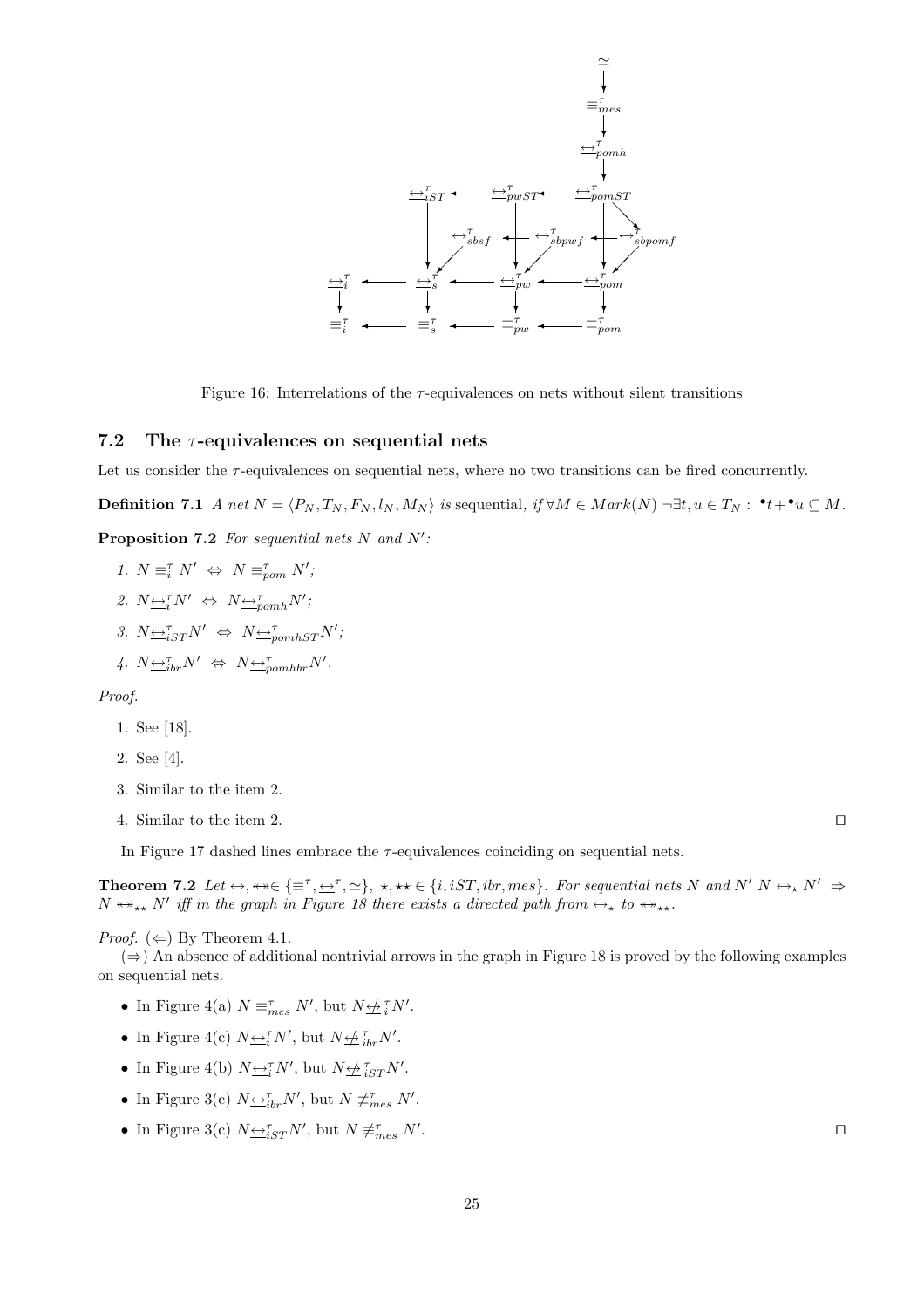Figure 16: Interrelations of the $\tau$-equivalences on nets without silent transitions

### 7.2 The $\tau$-equivalences on sequential nets

Let us consider the $\tau$-equivalences on sequential nets, where no two transitions can be fired concurrently.

**Definition 7.1** *A net $N = \langle P_N, T_N, F_N, l_N, M_N \rangle$ is* sequential, *if $\forall M \in Mark(N)\ \neg\exists t, u \in T_N :\ {}^\bullet t + {}^\bullet u \subseteq M$.*

**Proposition 7.2** *For sequential nets $N$ and $N'$:*

1. $N \equiv_i^\tau N' \ \Leftrightarrow\ N \equiv_{pom}^\tau N'$;
2. $N \underline{\leftrightarrow}_i^\tau N' \ \Leftrightarrow\ N \underline{\leftrightarrow}_{pomh}^\tau N'$;
3. $N \underline{\leftrightarrow}_{iST}^\tau N' \ \Leftrightarrow\ N \underline{\leftrightarrow}_{pomhST}^\tau N'$;
4. $N \underline{\leftrightarrow}_{ibr}^\tau N' \ \Leftrightarrow\ N \underline{\leftrightarrow}_{pomhbr}^\tau N'$.

*Proof.*

1. See [18].
2. See [4].
3. Similar to the item 2.
4. Similar to the item 2. □

In Figure 17 dashed lines embrace the $\tau$-equivalences coinciding on sequential nets.

**Theorem 7.2** *Let $\leftrightarrow, \leftrightarrow\!\!\!\!\leftrightarrow \in \{\equiv^\tau, \underline{\leftrightarrow}^\tau, \simeq\}$, $\star, \star\star \in \{i, iST, ibr, mes\}$. For sequential nets $N$ and $N'$ $N \leftrightarrow_\star N' \Rightarrow N \leftrightarrow\!\!\!\!\leftrightarrow_{\star\star} N'$ iff in the graph in Figure 18 there exists a directed path from $\leftrightarrow_\star$ to $\leftrightarrow\!\!\!\!\leftrightarrow_{\star\star}$.*

*Proof.* ($\Leftarrow$) By Theorem 4.1.

($\Rightarrow$) An absence of additional nontrivial arrows in the graph in Figure 18 is proved by the following examples on sequential nets.

- In Figure 4(a) $N \equiv_{mes}^\tau N'$, but $N \not\underline{\leftrightarrow}_i^\tau N'$.
- In Figure 4(c) $N \underline{\leftrightarrow}_i^\tau N'$, but $N \not\underline{\leftrightarrow}_{ibr}^\tau N'$.
- In Figure 4(b) $N \underline{\leftrightarrow}_i^\tau N'$, but $N \not\underline{\leftrightarrow}_{iST}^\tau N'$.
- In Figure 3(c) $N \underline{\leftrightarrow}_{ibr}^\tau N'$, but $N \not\equiv_{mes}^\tau N'$.
- In Figure 3(c) $N \underline{\leftrightarrow}_{iST}^\tau N'$, but $N \not\equiv_{mes}^\tau N'$. □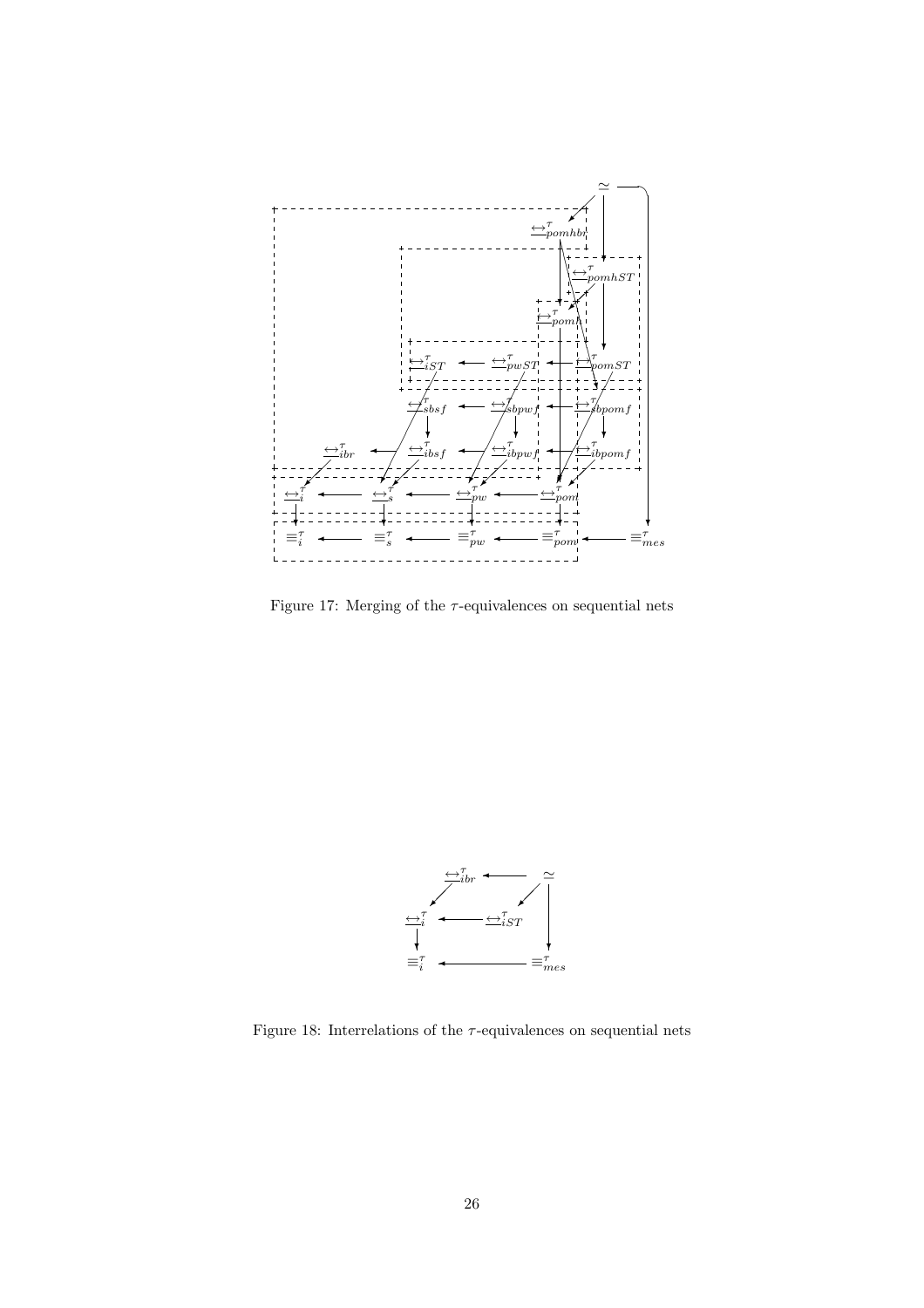Figure 17: Merging of the $\tau$-equivalences on sequential nets

Figure 18: Interrelations of the $\tau$-equivalences on sequential nets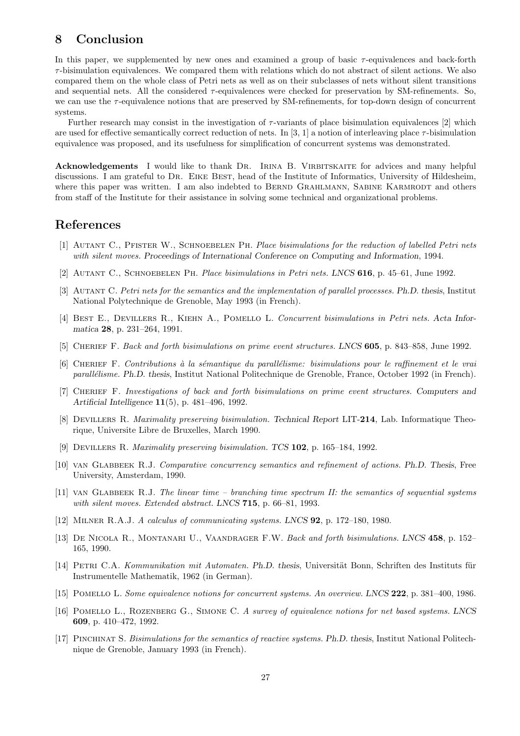## 8 Conclusion

In this paper, we supplemented by new ones and examined a group of basic $\tau$-equivalences and back-forth $\tau$-bisimulation equivalences. We compared them with relations which do not abstract of silent actions. We also compared them on the whole class of Petri nets as well as on their subclasses of nets without silent transitions and sequential nets. All the considered $\tau$-equivalences were checked for preservation by SM-refinements. So, we can use the $\tau$-equivalence notions that are preserved by SM-refinements, for top-down design of concurrent systems.

Further research may consist in the investigation of $\tau$-variants of place bisimulation equivalences [2] which are used for effective semantically correct reduction of nets. In [3, 1] a notion of interleaving place $\tau$-bisimulation equivalence was proposed, and its usefulness for simplification of concurrent systems was demonstrated.

**Acknowledgements** I would like to thank Dr. Irina B. Virbitskaite for advices and many helpful discussions. I am grateful to Dr. Eike Best, head of the Institute of Informatics, University of Hildesheim, where this paper was written. I am also indebted to Bernd Grahlmann, Sabine Karmrodt and others from staff of the Institute for their assistance in solving some technical and organizational problems.

## References

[1] Autant C., Pfister W., Schnoebelen Ph. *Place bisimulations for the reduction of labelled Petri nets with silent moves.* Proceedings of International Conference on Computing and Information, 1994.

[2] Autant C., Schnoebelen Ph. *Place bisimulations in Petri nets.* LNCS **616**, p. 45–61, June 1992.

[3] Autant C. *Petri nets for the semantics and the implementation of parallel processes.* Ph.D. thesis, Institut National Polytechnique de Grenoble, May 1993 (in French).

[4] Best E., Devillers R., Kiehn A., Pomello L. *Concurrent bisimulations in Petri nets.* Acta Informatica **28**, p. 231–264, 1991.

[5] Cherief F. *Back and forth bisimulations on prime event structures.* LNCS **605**, p. 843–858, June 1992.

[6] Cherief F. *Contributions à la sémantique du parallélisme: bisimulations pour le raffinement et le vrai parallélisme.* Ph.D. thesis, Institut National Politechnique de Grenoble, France, October 1992 (in French).

[7] Cherief F. *Investigations of back and forth bisimulations on prime event structures.* Computers and Artificial Intelligence **11**(5), p. 481–496, 1992.

[8] Devillers R. *Maximality preserving bisimulation.* Technical Report LIT-**214**, Lab. Informatique Theorique, Universite Libre de Bruxelles, March 1990.

[9] Devillers R. *Maximality preserving bisimulation.* TCS **102**, p. 165–184, 1992.

[10] van Glabbeek R.J. *Comparative concurrency semantics and refinement of actions.* Ph.D. Thesis, Free University, Amsterdam, 1990.

[11] van Glabbeek R.J. *The linear time – branching time spectrum II: the semantics of sequential systems with silent moves. Extended abstract.* LNCS **715**, p. 66–81, 1993.

[12] Milner R.A.J. *A calculus of communicating systems.* LNCS **92**, p. 172–180, 1980.

[13] De Nicola R., Montanari U., Vaandrager F.W. *Back and forth bisimulations.* LNCS **458**, p. 152–165, 1990.

[14] Petri C.A. *Kommunikation mit Automaten.* Ph.D. thesis, Universität Bonn, Schriften des Instituts für Instrumentelle Mathematik, 1962 (in German).

[15] Pomello L. *Some equivalence notions for concurrent systems. An overview.* LNCS **222**, p. 381–400, 1986.

[16] Pomello L., Rozenberg G., Simone C. *A survey of equivalence notions for net based systems.* LNCS **609**, p. 410–472, 1992.

[17] Pinchinat S. *Bisimulations for the semantics of reactive systems.* Ph.D. thesis, Institut National Politechnique de Grenoble, January 1993 (in French).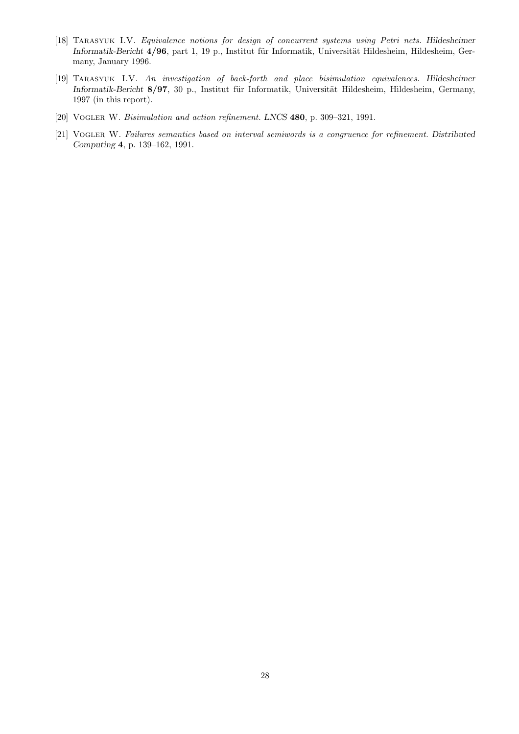[18] Tarasyuk I.V. *Equivalence notions for design of concurrent systems using Petri nets. Hildesheimer Informatik-Bericht* **4/96**, part 1, 19 p., Institut für Informatik, Universität Hildesheim, Hildesheim, Germany, January 1996.

[19] Tarasyuk I.V. *An investigation of back-forth and place bisimulation equivalences. Hildesheimer Informatik-Bericht* **8/97**, 30 p., Institut für Informatik, Universität Hildesheim, Hildesheim, Germany, 1997 (in this report).

[20] Vogler W. *Bisimulation and action refinement. LNCS* **480**, p. 309–321, 1991.

[21] Vogler W. *Failures semantics based on interval semiwords is a congruence for refinement. Distributed Computing* **4**, p. 139–162, 1991.